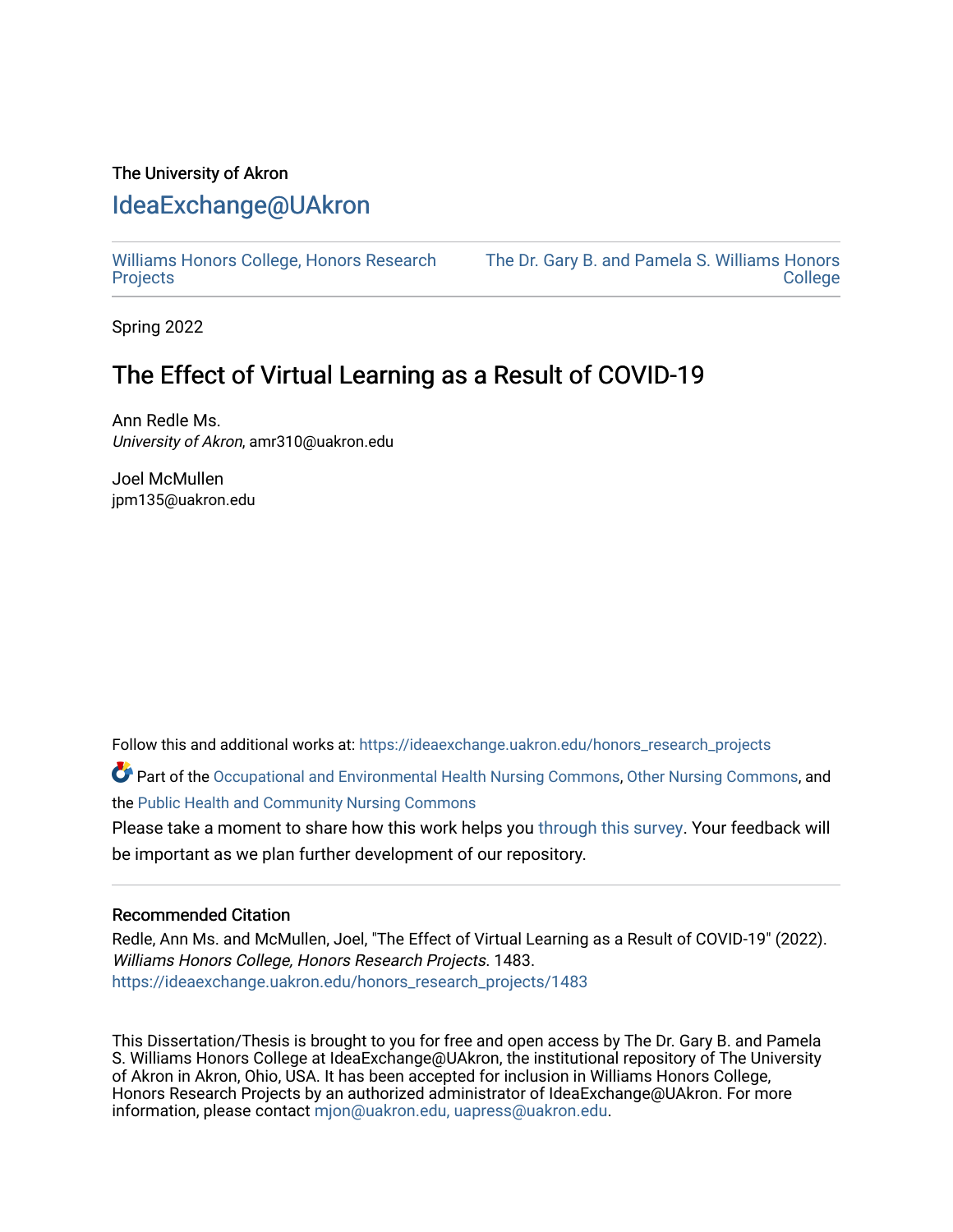The University of Akron

# IdeaExchange@UAkron

Williams Honors College, Honors Research Projects | The Dr. Gary B. and Pamela S. Williams Honors College

Spring 2022

## The Effect of Virtual Learning as a Result of COVID-19

Ann Redle Ms.
*University of Akron*, amr310@uakron.edu

Joel McMullen
jpm135@uakron.edu

Follow this and additional works at: https://ideaexchange.uakron.edu/honors_research_projects

Part of the Occupational and Environmental Health Nursing Commons, Other Nursing Commons, and the Public Health and Community Nursing Commons

Please take a moment to share how this work helps you through this survey. Your feedback will be important as we plan further development of our repository.

### Recommended Citation

Redle, Ann Ms. and McMullen, Joel, "The Effect of Virtual Learning as a Result of COVID-19" (2022). *Williams Honors College, Honors Research Projects*. 1483.
https://ideaexchange.uakron.edu/honors_research_projects/1483

This Dissertation/Thesis is brought to you for free and open access by The Dr. Gary B. and Pamela S. Williams Honors College at IdeaExchange@UAkron, the institutional repository of The University of Akron in Akron, Ohio, USA. It has been accepted for inclusion in Williams Honors College, Honors Research Projects by an authorized administrator of IdeaExchange@UAkron. For more information, please contact mjon@uakron.edu, uapress@uakron.edu.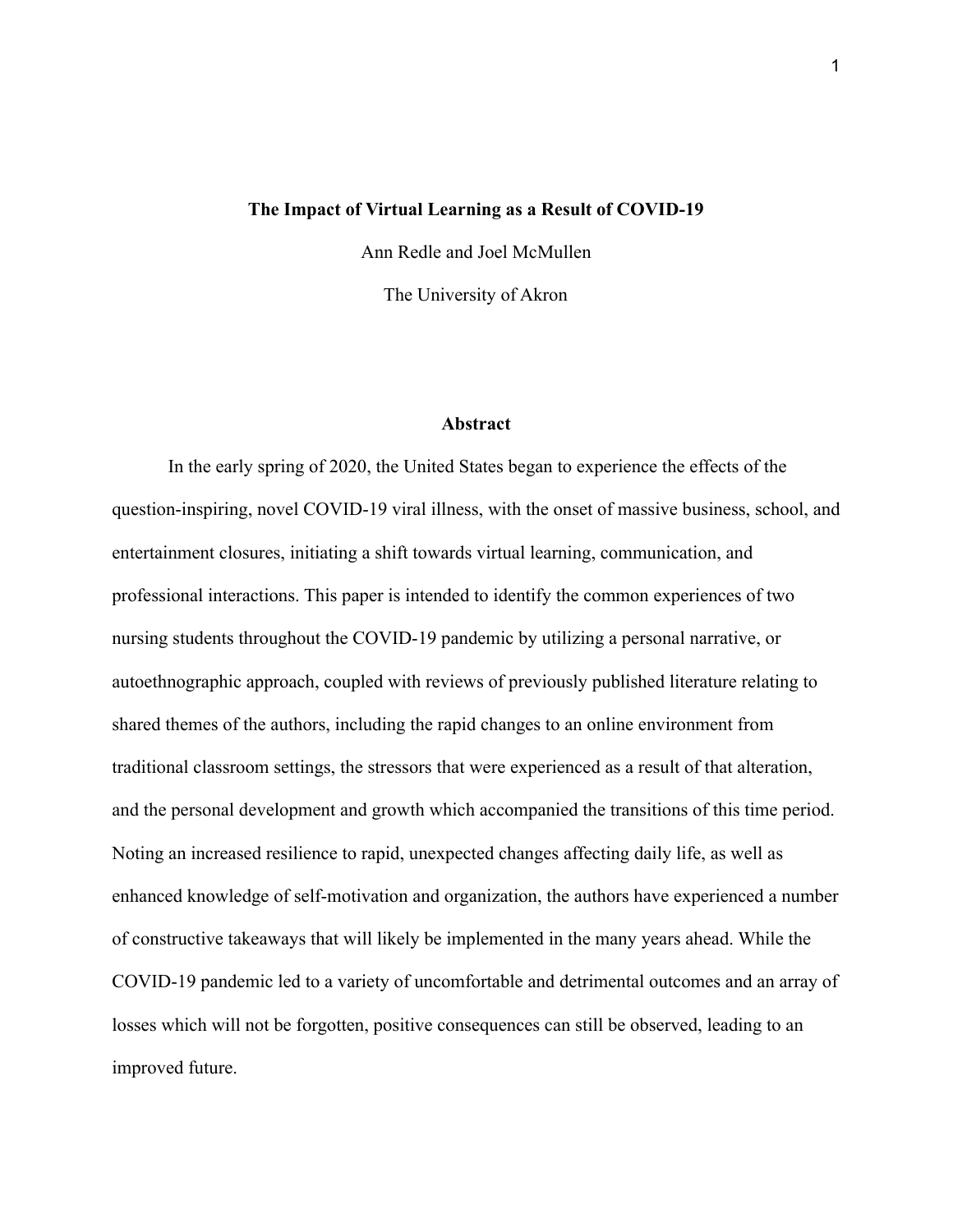# The Impact of Virtual Learning as a Result of COVID-19

Ann Redle and Joel McMullen

The University of Akron

## Abstract

In the early spring of 2020, the United States began to experience the effects of the question-inspiring, novel COVID-19 viral illness, with the onset of massive business, school, and entertainment closures, initiating a shift towards virtual learning, communication, and professional interactions. This paper is intended to identify the common experiences of two nursing students throughout the COVID-19 pandemic by utilizing a personal narrative, or autoethnographic approach, coupled with reviews of previously published literature relating to shared themes of the authors, including the rapid changes to an online environment from traditional classroom settings, the stressors that were experienced as a result of that alteration, and the personal development and growth which accompanied the transitions of this time period. Noting an increased resilience to rapid, unexpected changes affecting daily life, as well as enhanced knowledge of self-motivation and organization, the authors have experienced a number of constructive takeaways that will likely be implemented in the many years ahead. While the COVID-19 pandemic led to a variety of uncomfortable and detrimental outcomes and an array of losses which will not be forgotten, positive consequences can still be observed, leading to an improved future.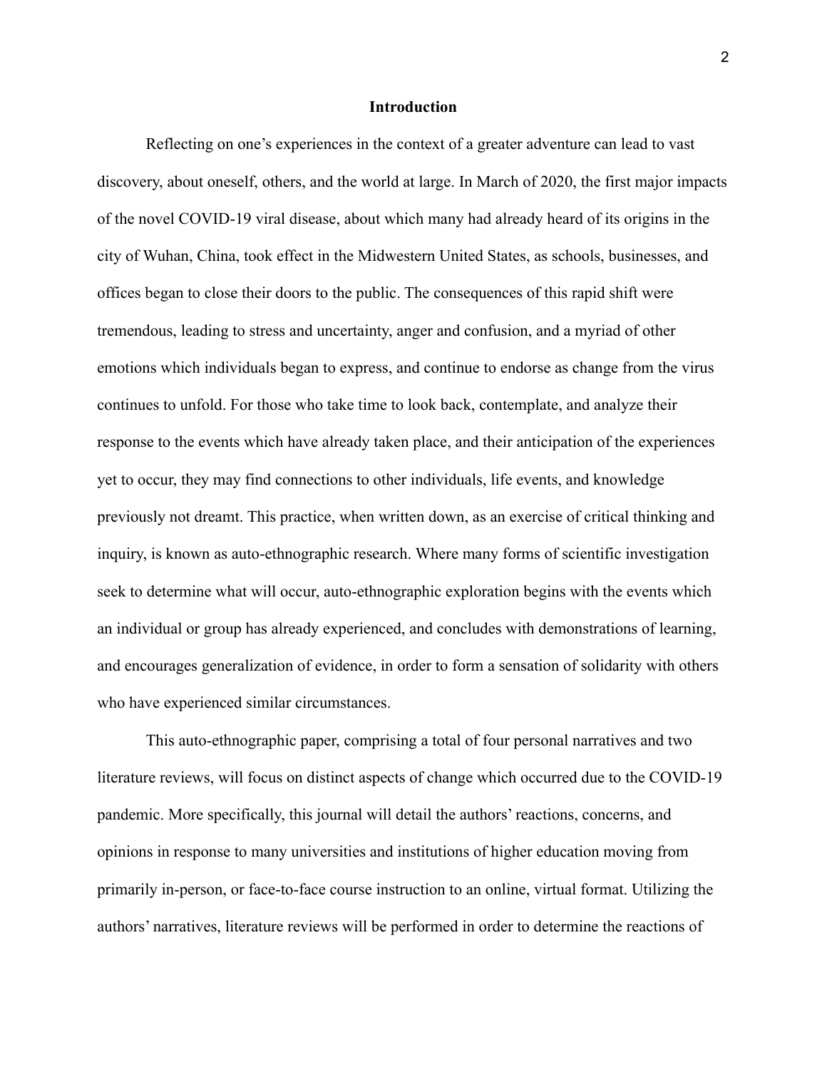## Introduction

Reflecting on one's experiences in the context of a greater adventure can lead to vast discovery, about oneself, others, and the world at large. In March of 2020, the first major impacts of the novel COVID-19 viral disease, about which many had already heard of its origins in the city of Wuhan, China, took effect in the Midwestern United States, as schools, businesses, and offices began to close their doors to the public. The consequences of this rapid shift were tremendous, leading to stress and uncertainty, anger and confusion, and a myriad of other emotions which individuals began to express, and continue to endorse as change from the virus continues to unfold. For those who take time to look back, contemplate, and analyze their response to the events which have already taken place, and their anticipation of the experiences yet to occur, they may find connections to other individuals, life events, and knowledge previously not dreamt. This practice, when written down, as an exercise of critical thinking and inquiry, is known as auto-ethnographic research. Where many forms of scientific investigation seek to determine what will occur, auto-ethnographic exploration begins with the events which an individual or group has already experienced, and concludes with demonstrations of learning, and encourages generalization of evidence, in order to form a sensation of solidarity with others who have experienced similar circumstances.

This auto-ethnographic paper, comprising a total of four personal narratives and two literature reviews, will focus on distinct aspects of change which occurred due to the COVID-19 pandemic. More specifically, this journal will detail the authors' reactions, concerns, and opinions in response to many universities and institutions of higher education moving from primarily in-person, or face-to-face course instruction to an online, virtual format. Utilizing the authors' narratives, literature reviews will be performed in order to determine the reactions of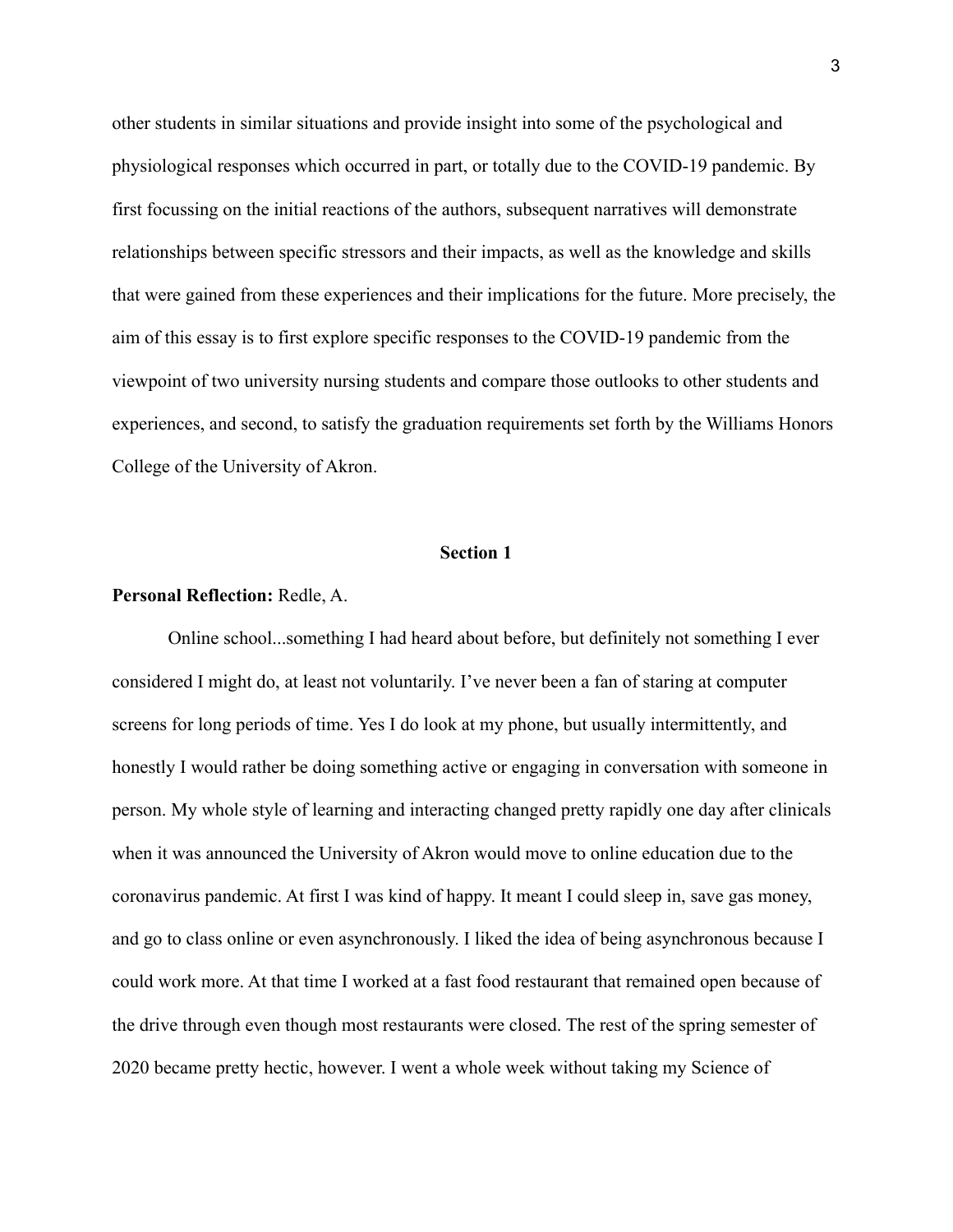other students in similar situations and provide insight into some of the psychological and physiological responses which occurred in part, or totally due to the COVID-19 pandemic. By first focussing on the initial reactions of the authors, subsequent narratives will demonstrate relationships between specific stressors and their impacts, as well as the knowledge and skills that were gained from these experiences and their implications for the future. More precisely, the aim of this essay is to first explore specific responses to the COVID-19 pandemic from the viewpoint of two university nursing students and compare those outlooks to other students and experiences, and second, to satisfy the graduation requirements set forth by the Williams Honors College of the University of Akron.

## Section 1

**Personal Reflection:** Redle, A.

Online school...something I had heard about before, but definitely not something I ever considered I might do, at least not voluntarily. I've never been a fan of staring at computer screens for long periods of time. Yes I do look at my phone, but usually intermittently, and honestly I would rather be doing something active or engaging in conversation with someone in person. My whole style of learning and interacting changed pretty rapidly one day after clinicals when it was announced the University of Akron would move to online education due to the coronavirus pandemic. At first I was kind of happy. It meant I could sleep in, save gas money, and go to class online or even asynchronously. I liked the idea of being asynchronous because I could work more. At that time I worked at a fast food restaurant that remained open because of the drive through even though most restaurants were closed. The rest of the spring semester of 2020 became pretty hectic, however. I went a whole week without taking my Science of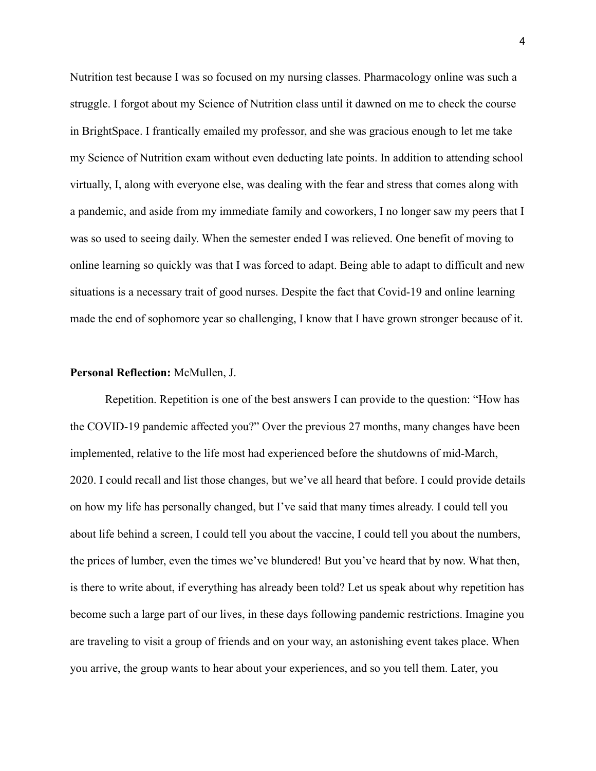Nutrition test because I was so focused on my nursing classes. Pharmacology online was such a struggle. I forgot about my Science of Nutrition class until it dawned on me to check the course in BrightSpace. I frantically emailed my professor, and she was gracious enough to let me take my Science of Nutrition exam without even deducting late points. In addition to attending school virtually, I, along with everyone else, was dealing with the fear and stress that comes along with a pandemic, and aside from my immediate family and coworkers, I no longer saw my peers that I was so used to seeing daily. When the semester ended I was relieved. One benefit of moving to online learning so quickly was that I was forced to adapt. Being able to adapt to difficult and new situations is a necessary trait of good nurses. Despite the fact that Covid-19 and online learning made the end of sophomore year so challenging, I know that I have grown stronger because of it.

**Personal Reflection:** McMullen, J.

Repetition. Repetition is one of the best answers I can provide to the question: "How has the COVID-19 pandemic affected you?" Over the previous 27 months, many changes have been implemented, relative to the life most had experienced before the shutdowns of mid-March, 2020. I could recall and list those changes, but we've all heard that before. I could provide details on how my life has personally changed, but I've said that many times already. I could tell you about life behind a screen, I could tell you about the vaccine, I could tell you about the numbers, the prices of lumber, even the times we've blundered! But you've heard that by now. What then, is there to write about, if everything has already been told? Let us speak about why repetition has become such a large part of our lives, in these days following pandemic restrictions. Imagine you are traveling to visit a group of friends and on your way, an astonishing event takes place. When you arrive, the group wants to hear about your experiences, and so you tell them. Later, you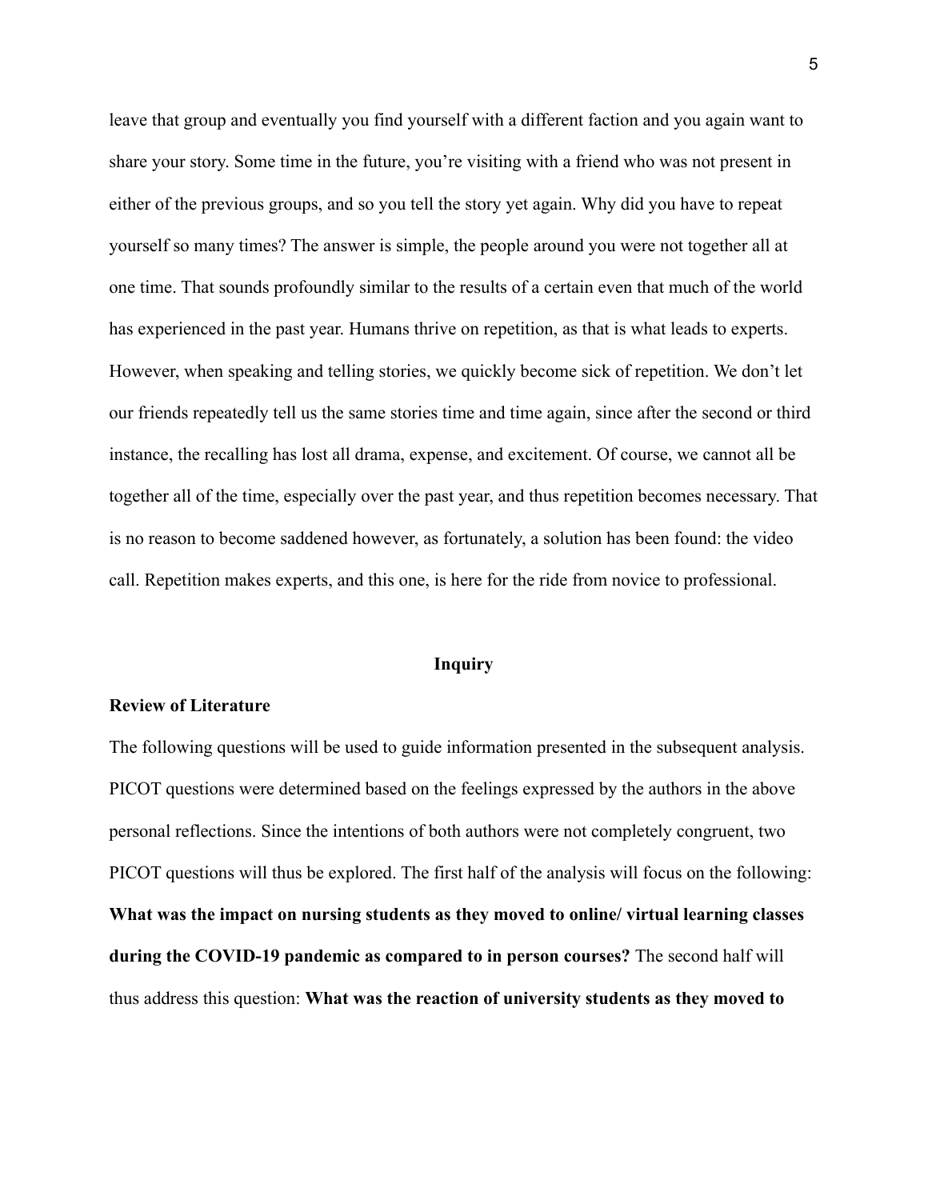leave that group and eventually you find yourself with a different faction and you again want to share your story. Some time in the future, you're visiting with a friend who was not present in either of the previous groups, and so you tell the story yet again. Why did you have to repeat yourself so many times? The answer is simple, the people around you were not together all at one time. That sounds profoundly similar to the results of a certain even that much of the world has experienced in the past year. Humans thrive on repetition, as that is what leads to experts. However, when speaking and telling stories, we quickly become sick of repetition. We don't let our friends repeatedly tell us the same stories time and time again, since after the second or third instance, the recalling has lost all drama, expense, and excitement. Of course, we cannot all be together all of the time, especially over the past year, and thus repetition becomes necessary. That is no reason to become saddened however, as fortunately, a solution has been found: the video call. Repetition makes experts, and this one, is here for the ride from novice to professional.

## Inquiry

### Review of Literature

The following questions will be used to guide information presented in the subsequent analysis. PICOT questions were determined based on the feelings expressed by the authors in the above personal reflections. Since the intentions of both authors were not completely congruent, two PICOT questions will thus be explored. The first half of the analysis will focus on the following: **What was the impact on nursing students as they moved to online/ virtual learning classes during the COVID-19 pandemic as compared to in person courses?** The second half will thus address this question: **What was the reaction of university students as they moved to**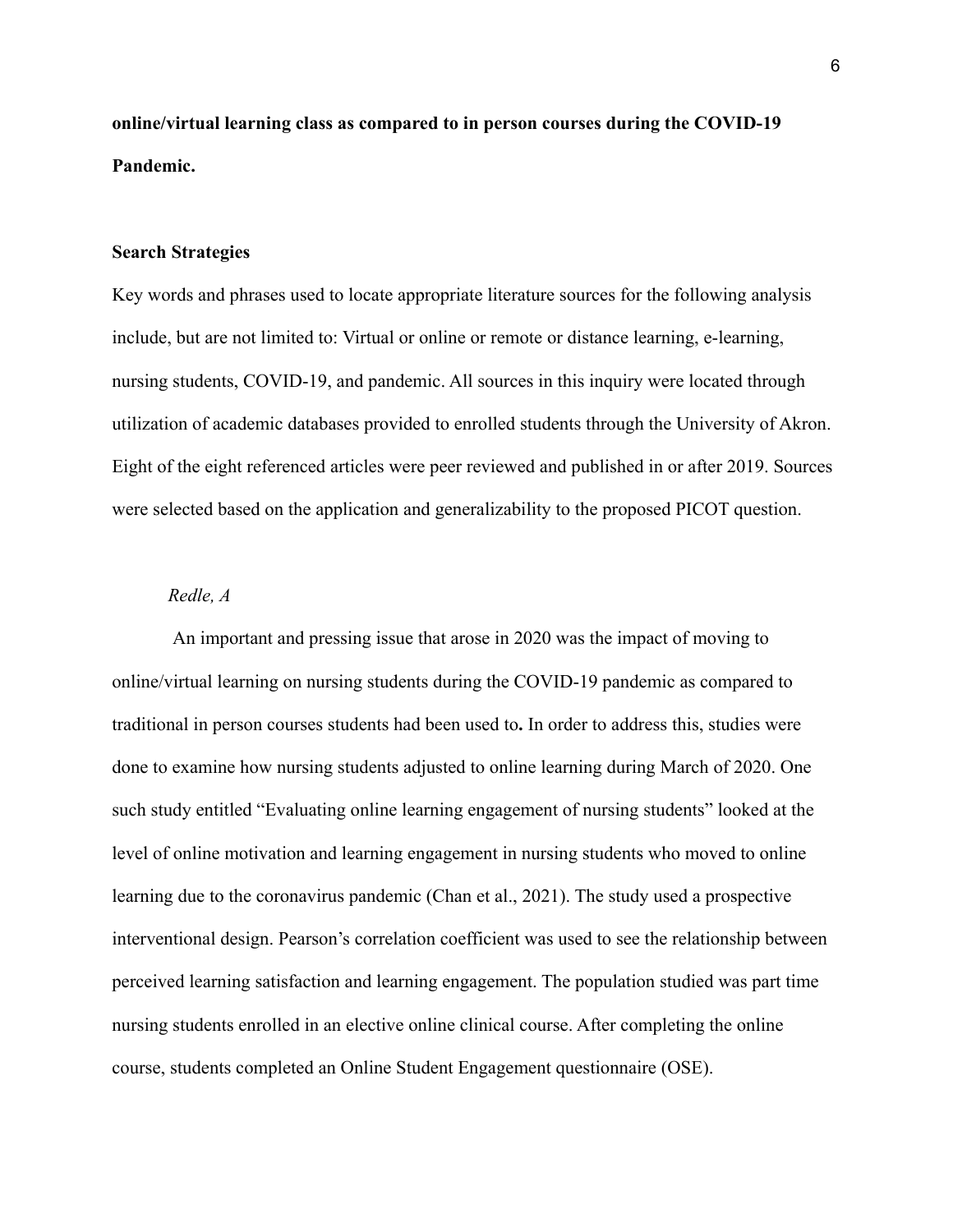**online/virtual learning class as compared to in person courses during the COVID-19 Pandemic.**

## Search Strategies

Key words and phrases used to locate appropriate literature sources for the following analysis include, but are not limited to: Virtual or online or remote or distance learning, e-learning, nursing students, COVID-19, and pandemic. All sources in this inquiry were located through utilization of academic databases provided to enrolled students through the University of Akron. Eight of the eight referenced articles were peer reviewed and published in or after 2019. Sources were selected based on the application and generalizability to the proposed PICOT question.

*Redle, A*

An important and pressing issue that arose in 2020 was the impact of moving to online/virtual learning on nursing students during the COVID-19 pandemic as compared to traditional in person courses students had been used to**.** In order to address this, studies were done to examine how nursing students adjusted to online learning during March of 2020. One such study entitled "Evaluating online learning engagement of nursing students" looked at the level of online motivation and learning engagement in nursing students who moved to online learning due to the coronavirus pandemic (Chan et al., 2021). The study used a prospective interventional design. Pearson's correlation coefficient was used to see the relationship between perceived learning satisfaction and learning engagement. The population studied was part time nursing students enrolled in an elective online clinical course. After completing the online course, students completed an Online Student Engagement questionnaire (OSE).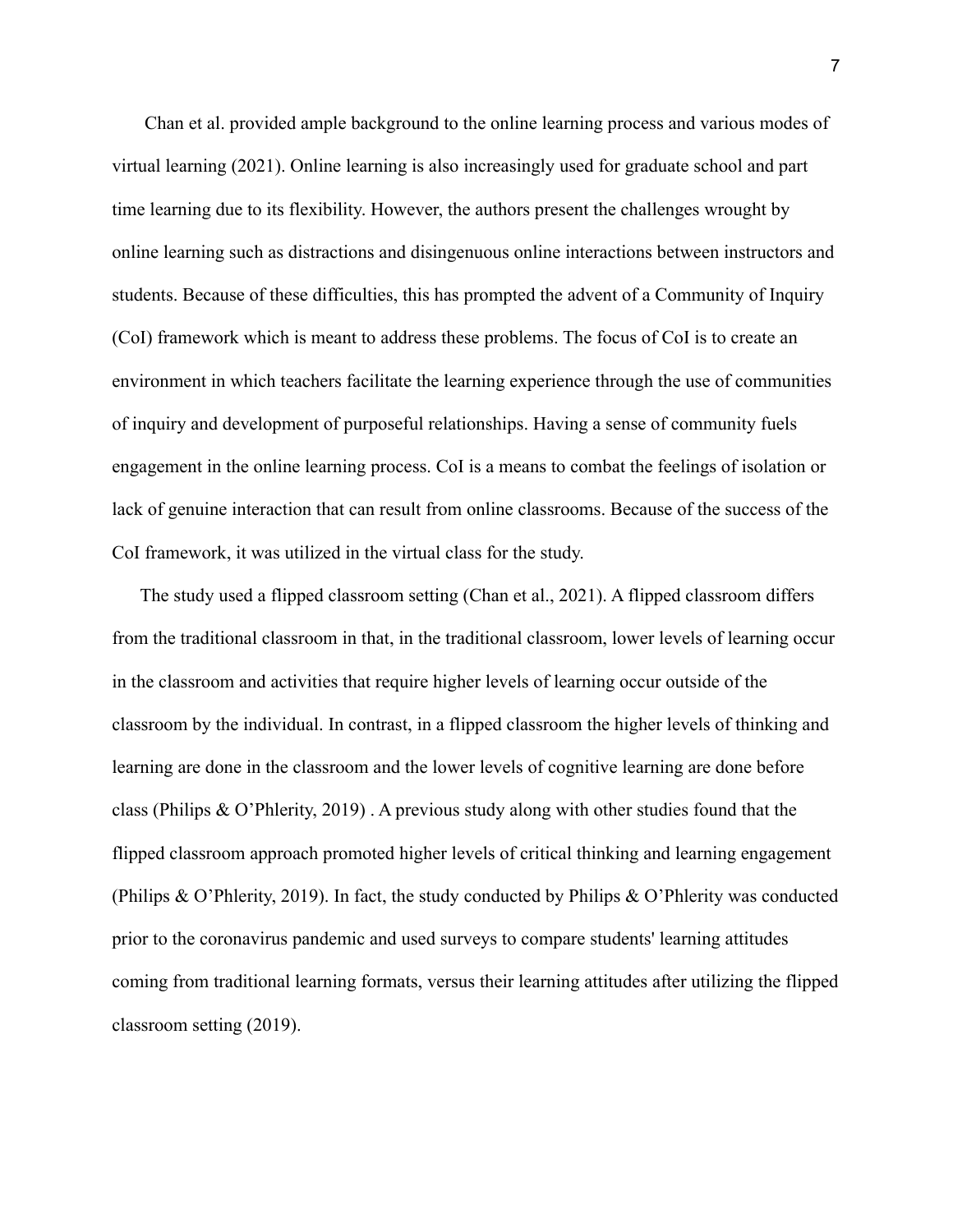Chan et al. provided ample background to the online learning process and various modes of virtual learning (2021). Online learning is also increasingly used for graduate school and part time learning due to its flexibility. However, the authors present the challenges wrought by online learning such as distractions and disingenuous online interactions between instructors and students. Because of these difficulties, this has prompted the advent of a Community of Inquiry (CoI) framework which is meant to address these problems. The focus of CoI is to create an environment in which teachers facilitate the learning experience through the use of communities of inquiry and development of purposeful relationships. Having a sense of community fuels engagement in the online learning process. CoI is a means to combat the feelings of isolation or lack of genuine interaction that can result from online classrooms. Because of the success of the CoI framework, it was utilized in the virtual class for the study.

The study used a flipped classroom setting (Chan et al., 2021). A flipped classroom differs from the traditional classroom in that, in the traditional classroom, lower levels of learning occur in the classroom and activities that require higher levels of learning occur outside of the classroom by the individual. In contrast, in a flipped classroom the higher levels of thinking and learning are done in the classroom and the lower levels of cognitive learning are done before class (Philips & O'Phlerity, 2019) . A previous study along with other studies found that the flipped classroom approach promoted higher levels of critical thinking and learning engagement (Philips & O'Phlerity, 2019). In fact, the study conducted by Philips & O'Phlerity was conducted prior to the coronavirus pandemic and used surveys to compare students' learning attitudes coming from traditional learning formats, versus their learning attitudes after utilizing the flipped classroom setting (2019).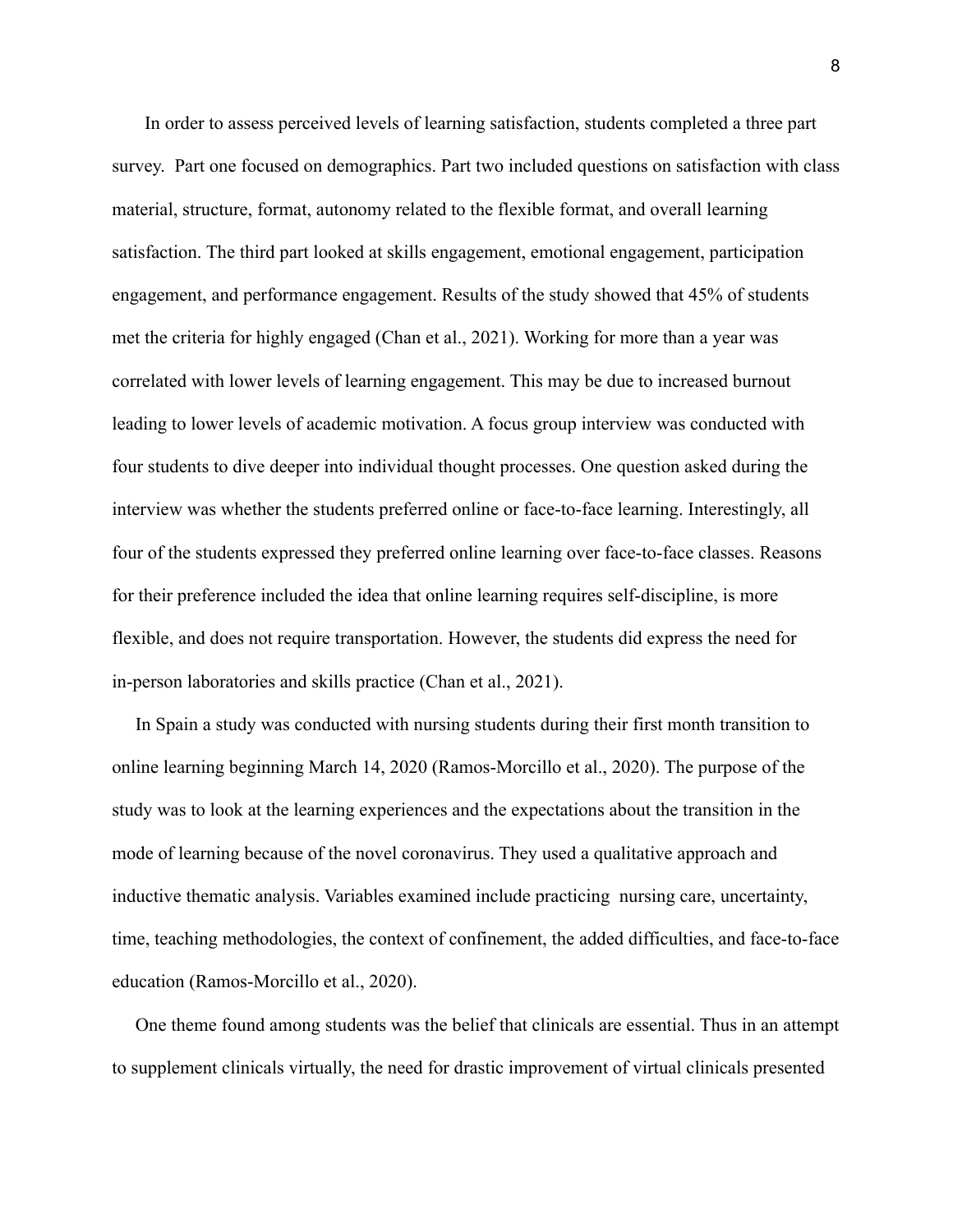In order to assess perceived levels of learning satisfaction, students completed a three part survey. Part one focused on demographics. Part two included questions on satisfaction with class material, structure, format, autonomy related to the flexible format, and overall learning satisfaction. The third part looked at skills engagement, emotional engagement, participation engagement, and performance engagement. Results of the study showed that 45% of students met the criteria for highly engaged (Chan et al., 2021). Working for more than a year was correlated with lower levels of learning engagement. This may be due to increased burnout leading to lower levels of academic motivation. A focus group interview was conducted with four students to dive deeper into individual thought processes. One question asked during the interview was whether the students preferred online or face-to-face learning. Interestingly, all four of the students expressed they preferred online learning over face-to-face classes. Reasons for their preference included the idea that online learning requires self-discipline, is more flexible, and does not require transportation. However, the students did express the need for in-person laboratories and skills practice (Chan et al., 2021).

In Spain a study was conducted with nursing students during their first month transition to online learning beginning March 14, 2020 (Ramos-Morcillo et al., 2020). The purpose of the study was to look at the learning experiences and the expectations about the transition in the mode of learning because of the novel coronavirus. They used a qualitative approach and inductive thematic analysis. Variables examined include practicing nursing care, uncertainty, time, teaching methodologies, the context of confinement, the added difficulties, and face-to-face education (Ramos-Morcillo et al., 2020).

One theme found among students was the belief that clinicals are essential. Thus in an attempt to supplement clinicals virtually, the need for drastic improvement of virtual clinicals presented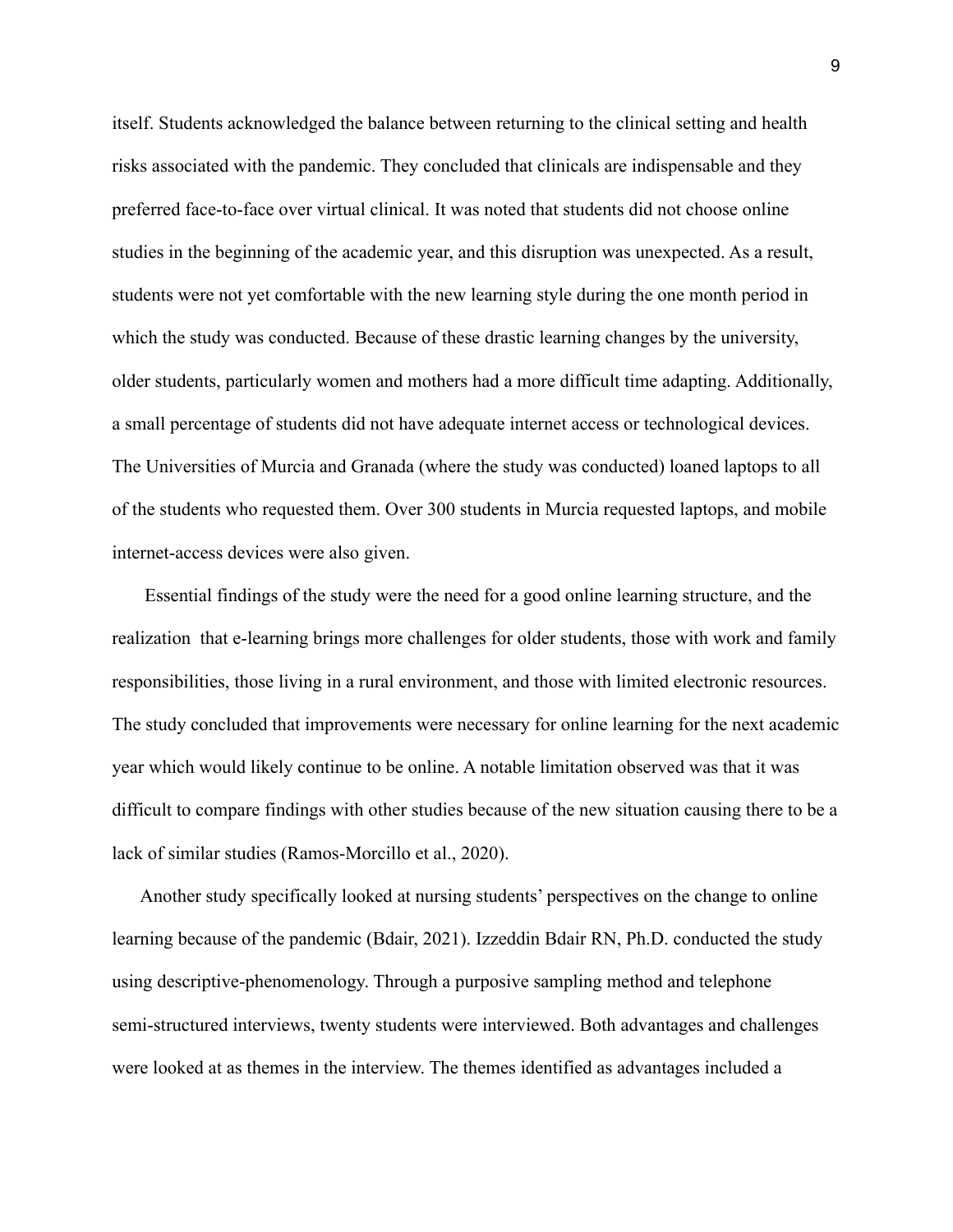itself. Students acknowledged the balance between returning to the clinical setting and health risks associated with the pandemic. They concluded that clinicals are indispensable and they preferred face-to-face over virtual clinical. It was noted that students did not choose online studies in the beginning of the academic year, and this disruption was unexpected. As a result, students were not yet comfortable with the new learning style during the one month period in which the study was conducted. Because of these drastic learning changes by the university, older students, particularly women and mothers had a more difficult time adapting. Additionally, a small percentage of students did not have adequate internet access or technological devices. The Universities of Murcia and Granada (where the study was conducted) loaned laptops to all of the students who requested them. Over 300 students in Murcia requested laptops, and mobile internet-access devices were also given.

Essential findings of the study were the need for a good online learning structure, and the realization that e-learning brings more challenges for older students, those with work and family responsibilities, those living in a rural environment, and those with limited electronic resources. The study concluded that improvements were necessary for online learning for the next academic year which would likely continue to be online. A notable limitation observed was that it was difficult to compare findings with other studies because of the new situation causing there to be a lack of similar studies (Ramos-Morcillo et al., 2020).

Another study specifically looked at nursing students' perspectives on the change to online learning because of the pandemic (Bdair, 2021). Izzeddin Bdair RN, Ph.D. conducted the study using descriptive-phenomenology. Through a purposive sampling method and telephone semi-structured interviews, twenty students were interviewed. Both advantages and challenges were looked at as themes in the interview. The themes identified as advantages included a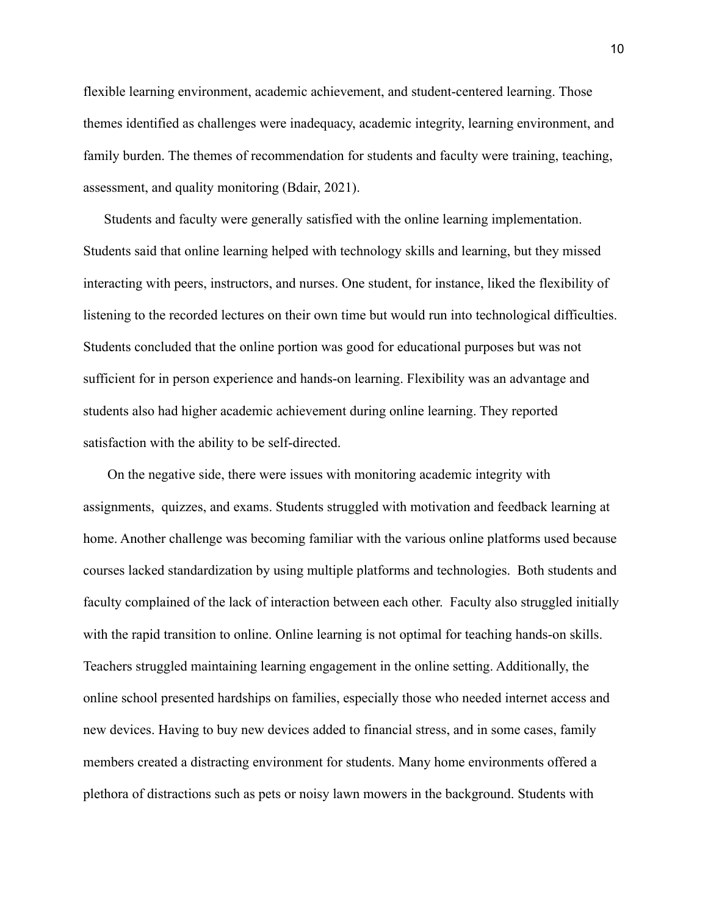flexible learning environment, academic achievement, and student-centered learning. Those themes identified as challenges were inadequacy, academic integrity, learning environment, and family burden. The themes of recommendation for students and faculty were training, teaching, assessment, and quality monitoring (Bdair, 2021).

Students and faculty were generally satisfied with the online learning implementation. Students said that online learning helped with technology skills and learning, but they missed interacting with peers, instructors, and nurses. One student, for instance, liked the flexibility of listening to the recorded lectures on their own time but would run into technological difficulties. Students concluded that the online portion was good for educational purposes but was not sufficient for in person experience and hands-on learning. Flexibility was an advantage and students also had higher academic achievement during online learning. They reported satisfaction with the ability to be self-directed.

On the negative side, there were issues with monitoring academic integrity with assignments, quizzes, and exams. Students struggled with motivation and feedback learning at home. Another challenge was becoming familiar with the various online platforms used because courses lacked standardization by using multiple platforms and technologies. Both students and faculty complained of the lack of interaction between each other. Faculty also struggled initially with the rapid transition to online. Online learning is not optimal for teaching hands-on skills. Teachers struggled maintaining learning engagement in the online setting. Additionally, the online school presented hardships on families, especially those who needed internet access and new devices. Having to buy new devices added to financial stress, and in some cases, family members created a distracting environment for students. Many home environments offered a plethora of distractions such as pets or noisy lawn mowers in the background. Students with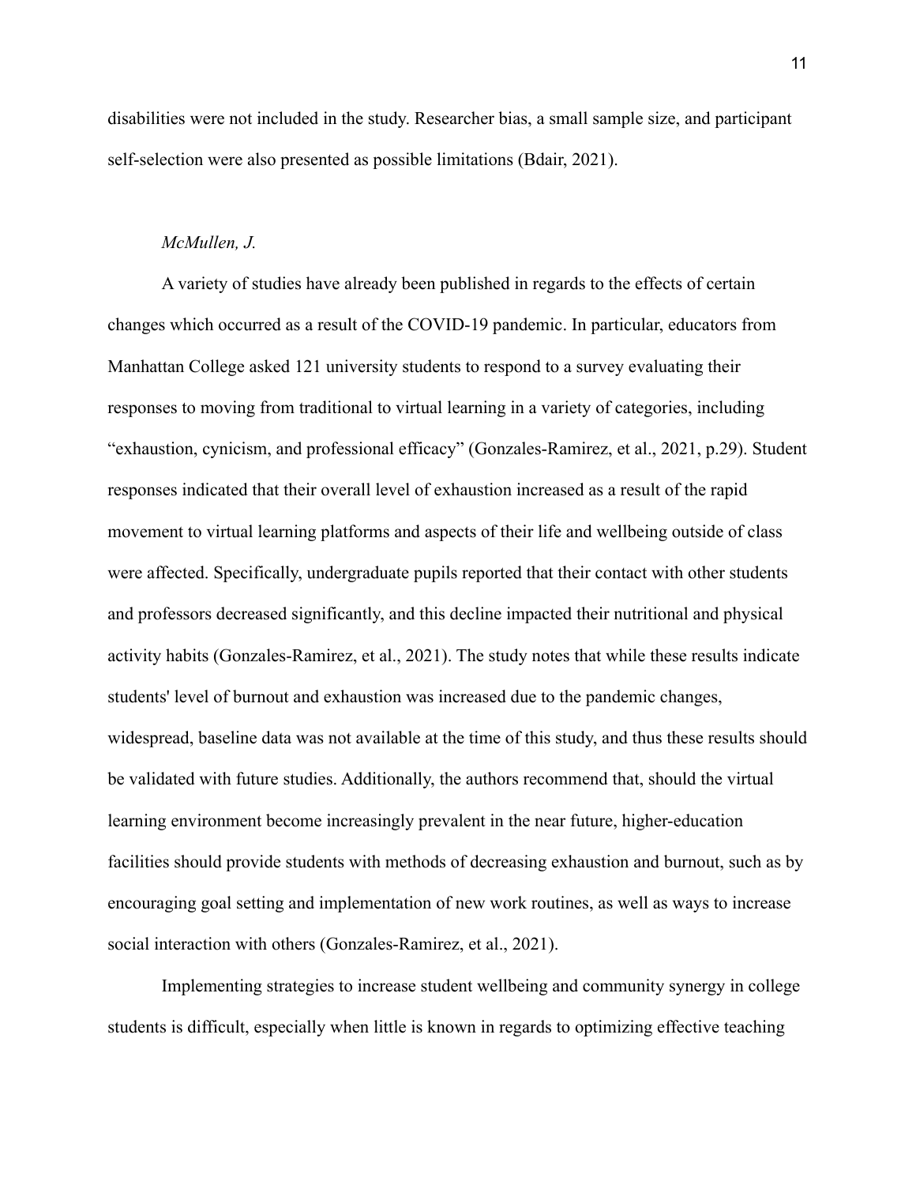disabilities were not included in the study. Researcher bias, a small sample size, and participant self-selection were also presented as possible limitations (Bdair, 2021).

*McMullen, J.*

A variety of studies have already been published in regards to the effects of certain changes which occurred as a result of the COVID-19 pandemic. In particular, educators from Manhattan College asked 121 university students to respond to a survey evaluating their responses to moving from traditional to virtual learning in a variety of categories, including "exhaustion, cynicism, and professional efficacy" (Gonzales-Ramirez, et al., 2021, p.29). Student responses indicated that their overall level of exhaustion increased as a result of the rapid movement to virtual learning platforms and aspects of their life and wellbeing outside of class were affected. Specifically, undergraduate pupils reported that their contact with other students and professors decreased significantly, and this decline impacted their nutritional and physical activity habits (Gonzales-Ramirez, et al., 2021). The study notes that while these results indicate students' level of burnout and exhaustion was increased due to the pandemic changes, widespread, baseline data was not available at the time of this study, and thus these results should be validated with future studies. Additionally, the authors recommend that, should the virtual learning environment become increasingly prevalent in the near future, higher-education facilities should provide students with methods of decreasing exhaustion and burnout, such as by encouraging goal setting and implementation of new work routines, as well as ways to increase social interaction with others (Gonzales-Ramirez, et al., 2021).

Implementing strategies to increase student wellbeing and community synergy in college students is difficult, especially when little is known in regards to optimizing effective teaching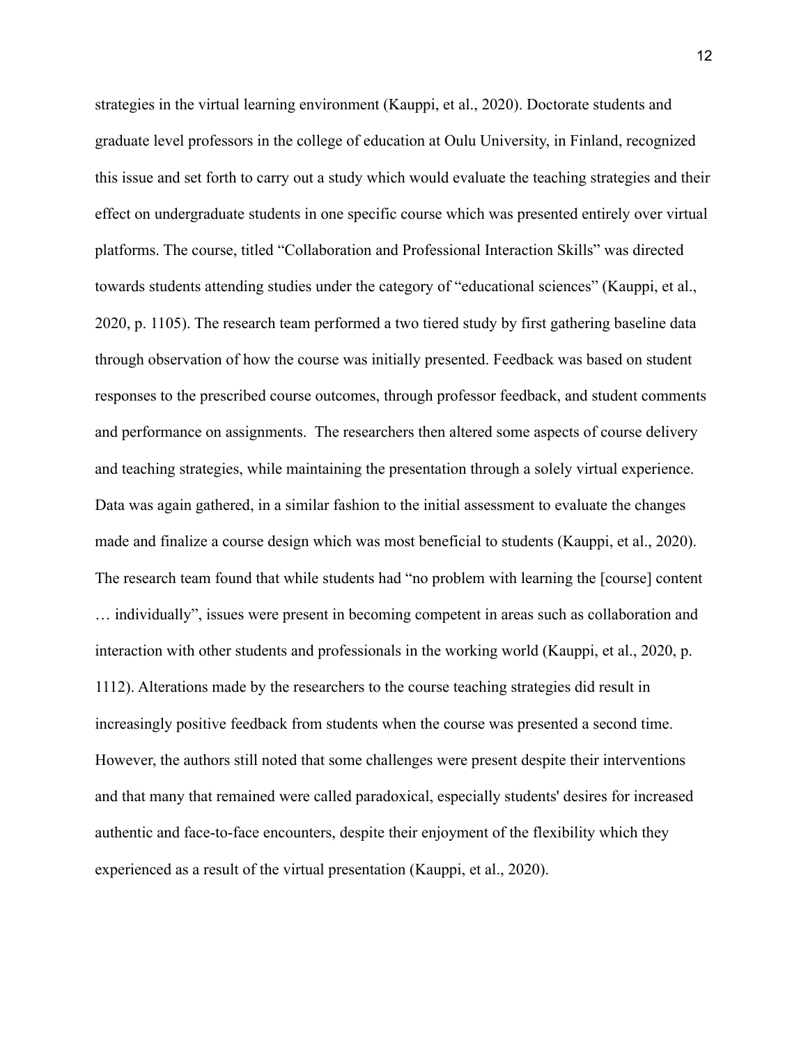strategies in the virtual learning environment (Kauppi, et al., 2020). Doctorate students and graduate level professors in the college of education at Oulu University, in Finland, recognized this issue and set forth to carry out a study which would evaluate the teaching strategies and their effect on undergraduate students in one specific course which was presented entirely over virtual platforms. The course, titled "Collaboration and Professional Interaction Skills" was directed towards students attending studies under the category of "educational sciences" (Kauppi, et al., 2020, p. 1105). The research team performed a two tiered study by first gathering baseline data through observation of how the course was initially presented. Feedback was based on student responses to the prescribed course outcomes, through professor feedback, and student comments and performance on assignments.  The researchers then altered some aspects of course delivery and teaching strategies, while maintaining the presentation through a solely virtual experience. Data was again gathered, in a similar fashion to the initial assessment to evaluate the changes made and finalize a course design which was most beneficial to students (Kauppi, et al., 2020). The research team found that while students had "no problem with learning the [course] content … individually", issues were present in becoming competent in areas such as collaboration and interaction with other students and professionals in the working world (Kauppi, et al., 2020, p. 1112). Alterations made by the researchers to the course teaching strategies did result in increasingly positive feedback from students when the course was presented a second time. However, the authors still noted that some challenges were present despite their interventions and that many that remained were called paradoxical, especially students' desires for increased authentic and face-to-face encounters, despite their enjoyment of the flexibility which they experienced as a result of the virtual presentation (Kauppi, et al., 2020).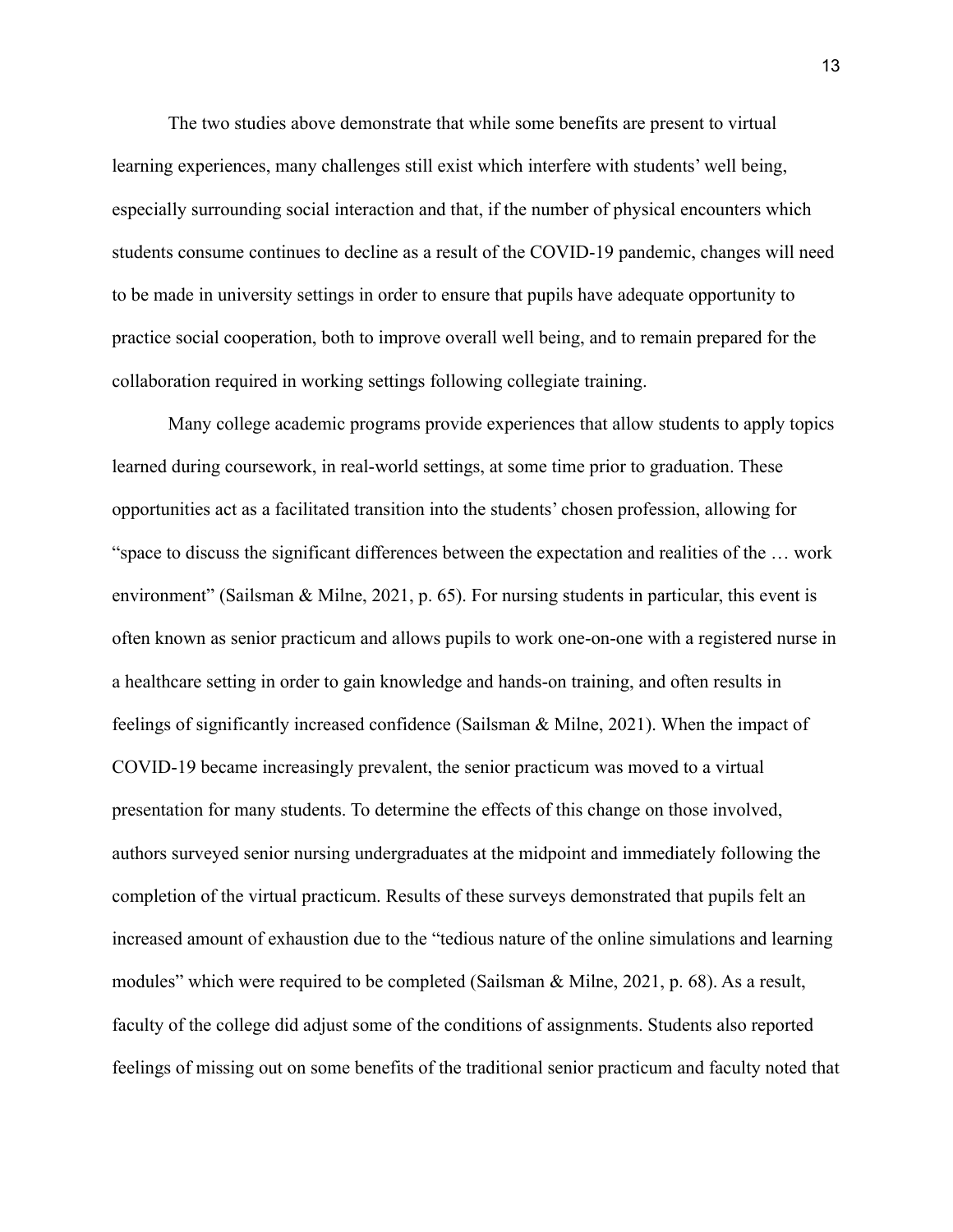The two studies above demonstrate that while some benefits are present to virtual learning experiences, many challenges still exist which interfere with students' well being, especially surrounding social interaction and that, if the number of physical encounters which students consume continues to decline as a result of the COVID-19 pandemic, changes will need to be made in university settings in order to ensure that pupils have adequate opportunity to practice social cooperation, both to improve overall well being, and to remain prepared for the collaboration required in working settings following collegiate training.

Many college academic programs provide experiences that allow students to apply topics learned during coursework, in real-world settings, at some time prior to graduation. These opportunities act as a facilitated transition into the students' chosen profession, allowing for "space to discuss the significant differences between the expectation and realities of the … work environment" (Sailsman & Milne, 2021, p. 65). For nursing students in particular, this event is often known as senior practicum and allows pupils to work one-on-one with a registered nurse in a healthcare setting in order to gain knowledge and hands-on training, and often results in feelings of significantly increased confidence (Sailsman & Milne, 2021). When the impact of COVID-19 became increasingly prevalent, the senior practicum was moved to a virtual presentation for many students. To determine the effects of this change on those involved, authors surveyed senior nursing undergraduates at the midpoint and immediately following the completion of the virtual practicum. Results of these surveys demonstrated that pupils felt an increased amount of exhaustion due to the "tedious nature of the online simulations and learning modules" which were required to be completed (Sailsman & Milne, 2021, p. 68). As a result, faculty of the college did adjust some of the conditions of assignments. Students also reported feelings of missing out on some benefits of the traditional senior practicum and faculty noted that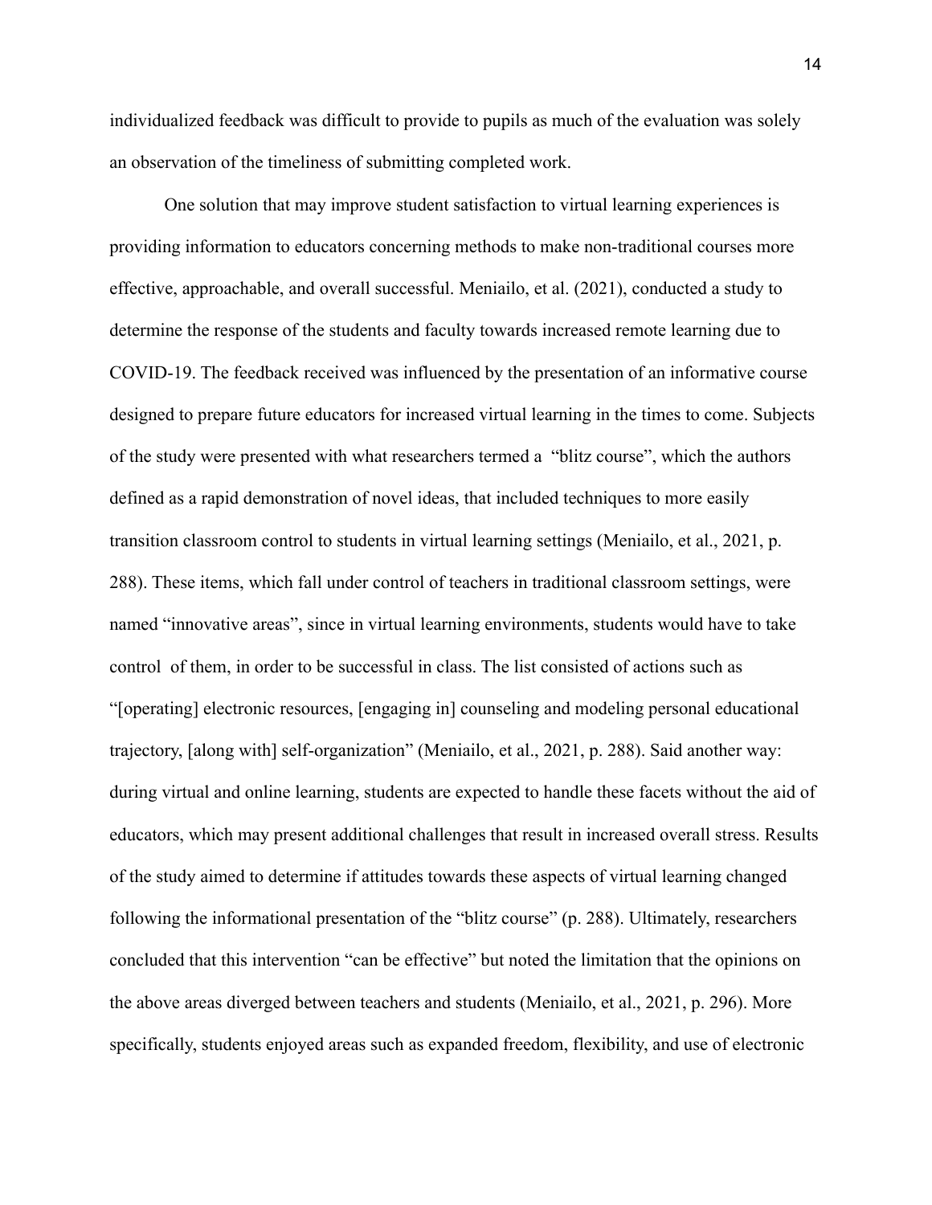individualized feedback was difficult to provide to pupils as much of the evaluation was solely an observation of the timeliness of submitting completed work.

One solution that may improve student satisfaction to virtual learning experiences is providing information to educators concerning methods to make non-traditional courses more effective, approachable, and overall successful. Meniailo, et al. (2021), conducted a study to determine the response of the students and faculty towards increased remote learning due to COVID-19. The feedback received was influenced by the presentation of an informative course designed to prepare future educators for increased virtual learning in the times to come. Subjects of the study were presented with what researchers termed a "blitz course", which the authors defined as a rapid demonstration of novel ideas, that included techniques to more easily transition classroom control to students in virtual learning settings (Meniailo, et al., 2021, p. 288). These items, which fall under control of teachers in traditional classroom settings, were named "innovative areas", since in virtual learning environments, students would have to take control of them, in order to be successful in class. The list consisted of actions such as "[operating] electronic resources, [engaging in] counseling and modeling personal educational trajectory, [along with] self-organization" (Meniailo, et al., 2021, p. 288). Said another way: during virtual and online learning, students are expected to handle these facets without the aid of educators, which may present additional challenges that result in increased overall stress. Results of the study aimed to determine if attitudes towards these aspects of virtual learning changed following the informational presentation of the "blitz course" (p. 288). Ultimately, researchers concluded that this intervention "can be effective" but noted the limitation that the opinions on the above areas diverged between teachers and students (Meniailo, et al., 2021, p. 296). More specifically, students enjoyed areas such as expanded freedom, flexibility, and use of electronic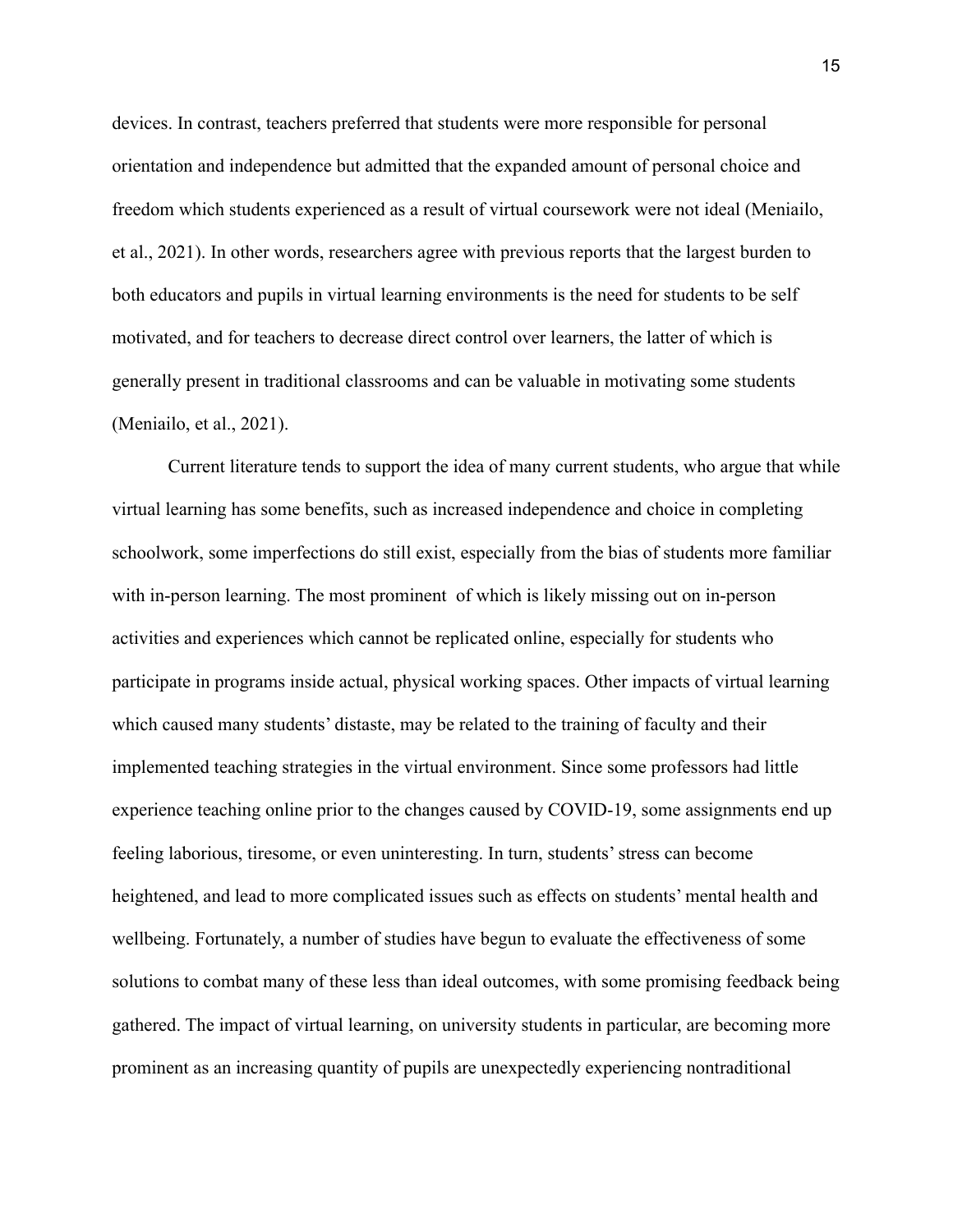devices. In contrast, teachers preferred that students were more responsible for personal orientation and independence but admitted that the expanded amount of personal choice and freedom which students experienced as a result of virtual coursework were not ideal (Meniailo, et al., 2021). In other words, researchers agree with previous reports that the largest burden to both educators and pupils in virtual learning environments is the need for students to be self motivated, and for teachers to decrease direct control over learners, the latter of which is generally present in traditional classrooms and can be valuable in motivating some students (Meniailo, et al., 2021).

Current literature tends to support the idea of many current students, who argue that while virtual learning has some benefits, such as increased independence and choice in completing schoolwork, some imperfections do still exist, especially from the bias of students more familiar with in-person learning. The most prominent  of which is likely missing out on in-person activities and experiences which cannot be replicated online, especially for students who participate in programs inside actual, physical working spaces. Other impacts of virtual learning which caused many students' distaste, may be related to the training of faculty and their implemented teaching strategies in the virtual environment. Since some professors had little experience teaching online prior to the changes caused by COVID-19, some assignments end up feeling laborious, tiresome, or even uninteresting. In turn, students' stress can become heightened, and lead to more complicated issues such as effects on students' mental health and wellbeing. Fortunately, a number of studies have begun to evaluate the effectiveness of some solutions to combat many of these less than ideal outcomes, with some promising feedback being gathered. The impact of virtual learning, on university students in particular, are becoming more prominent as an increasing quantity of pupils are unexpectedly experiencing nontraditional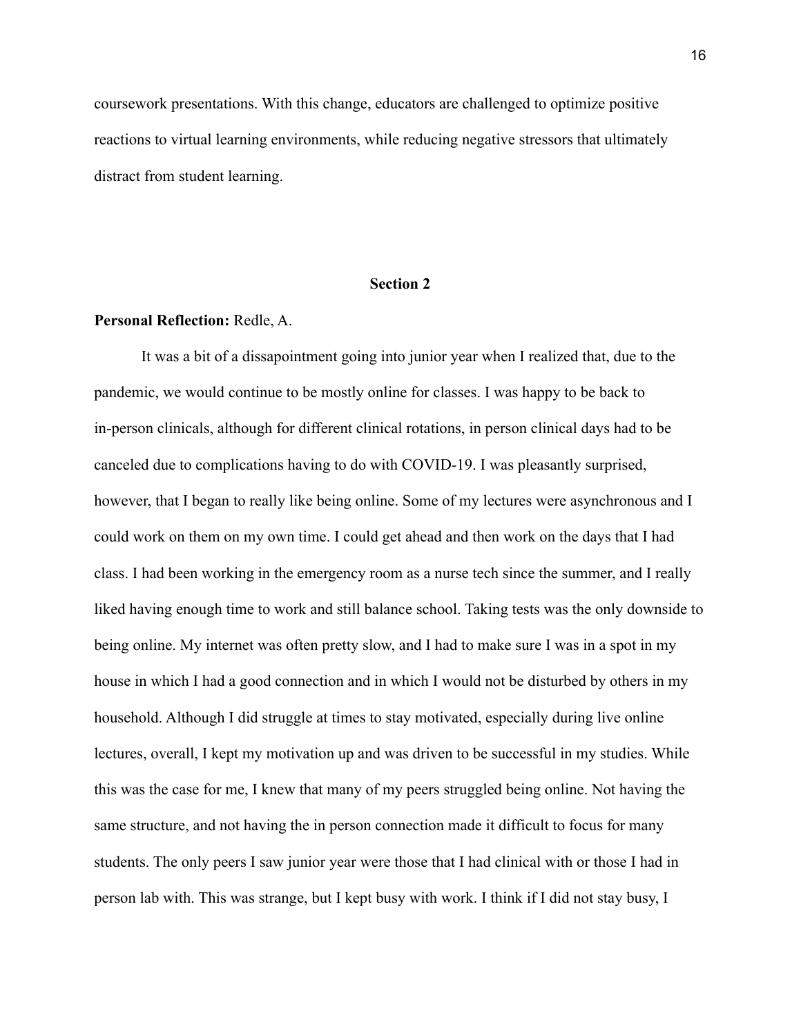coursework presentations. With this change, educators are challenged to optimize positive reactions to virtual learning environments, while reducing negative stressors that ultimately distract from student learning.

## Section 2

**Personal Reflection:** Redle, A.

It was a bit of a dissapointment going into junior year when I realized that, due to the pandemic, we would continue to be mostly online for classes. I was happy to be back to in-person clinicals, although for different clinical rotations, in person clinical days had to be canceled due to complications having to do with COVID-19. I was pleasantly surprised, however, that I began to really like being online. Some of my lectures were asynchronous and I could work on them on my own time. I could get ahead and then work on the days that I had class. I had been working in the emergency room as a nurse tech since the summer, and I really liked having enough time to work and still balance school. Taking tests was the only downside to being online. My internet was often pretty slow, and I had to make sure I was in a spot in my house in which I had a good connection and in which I would not be disturbed by others in my household. Although I did struggle at times to stay motivated, especially during live online lectures, overall, I kept my motivation up and was driven to be successful in my studies. While this was the case for me, I knew that many of my peers struggled being online. Not having the same structure, and not having the in person connection made it difficult to focus for many students. The only peers I saw junior year were those that I had clinical with or those I had in person lab with. This was strange, but I kept busy with work. I think if I did not stay busy, I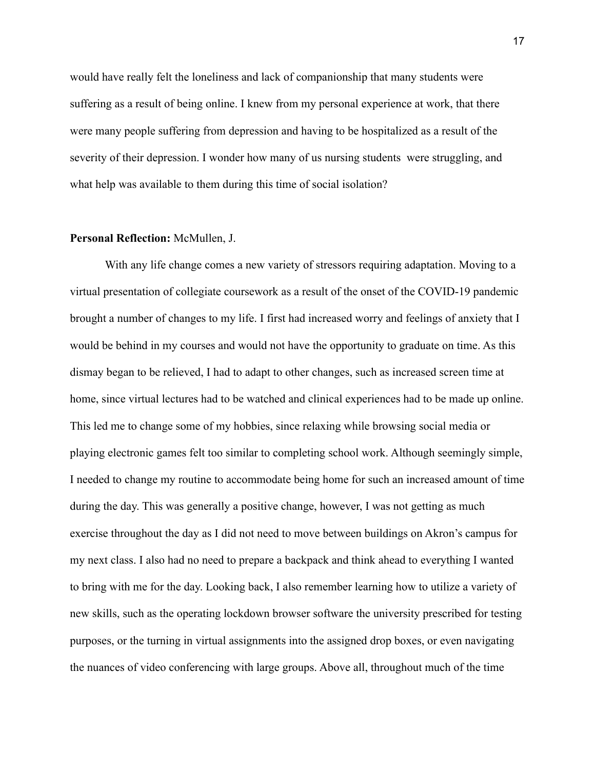would have really felt the loneliness and lack of companionship that many students were suffering as a result of being online. I knew from my personal experience at work, that there were many people suffering from depression and having to be hospitalized as a result of the severity of their depression. I wonder how many of us nursing students  were struggling, and what help was available to them during this time of social isolation?

**Personal Reflection:** McMullen, J.

With any life change comes a new variety of stressors requiring adaptation. Moving to a virtual presentation of collegiate coursework as a result of the onset of the COVID-19 pandemic brought a number of changes to my life. I first had increased worry and feelings of anxiety that I would be behind in my courses and would not have the opportunity to graduate on time. As this dismay began to be relieved, I had to adapt to other changes, such as increased screen time at home, since virtual lectures had to be watched and clinical experiences had to be made up online. This led me to change some of my hobbies, since relaxing while browsing social media or playing electronic games felt too similar to completing school work. Although seemingly simple, I needed to change my routine to accommodate being home for such an increased amount of time during the day. This was generally a positive change, however, I was not getting as much exercise throughout the day as I did not need to move between buildings on Akron's campus for my next class. I also had no need to prepare a backpack and think ahead to everything I wanted to bring with me for the day. Looking back, I also remember learning how to utilize a variety of new skills, such as the operating lockdown browser software the university prescribed for testing purposes, or the turning in virtual assignments into the assigned drop boxes, or even navigating the nuances of video conferencing with large groups. Above all, throughout much of the time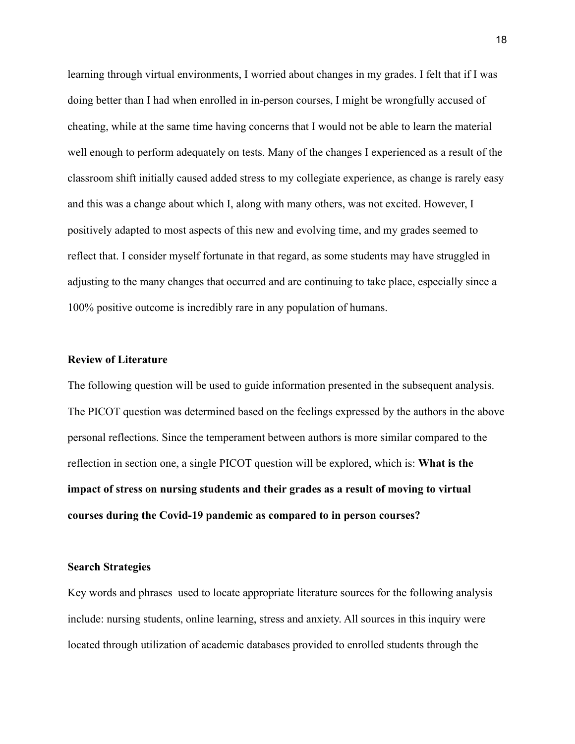learning through virtual environments, I worried about changes in my grades. I felt that if I was doing better than I had when enrolled in in-person courses, I might be wrongfully accused of cheating, while at the same time having concerns that I would not be able to learn the material well enough to perform adequately on tests. Many of the changes I experienced as a result of the classroom shift initially caused added stress to my collegiate experience, as change is rarely easy and this was a change about which I, along with many others, was not excited. However, I positively adapted to most aspects of this new and evolving time, and my grades seemed to reflect that. I consider myself fortunate in that regard, as some students may have struggled in adjusting to the many changes that occurred and are continuing to take place, especially since a 100% positive outcome is incredibly rare in any population of humans.

## Review of Literature

The following question will be used to guide information presented in the subsequent analysis. The PICOT question was determined based on the feelings expressed by the authors in the above personal reflections. Since the temperament between authors is more similar compared to the reflection in section one, a single PICOT question will be explored, which is: **What is the impact of stress on nursing students and their grades as a result of moving to virtual courses during the Covid-19 pandemic as compared to in person courses?**

## Search Strategies

Key words and phrases used to locate appropriate literature sources for the following analysis include: nursing students, online learning, stress and anxiety. All sources in this inquiry were located through utilization of academic databases provided to enrolled students through the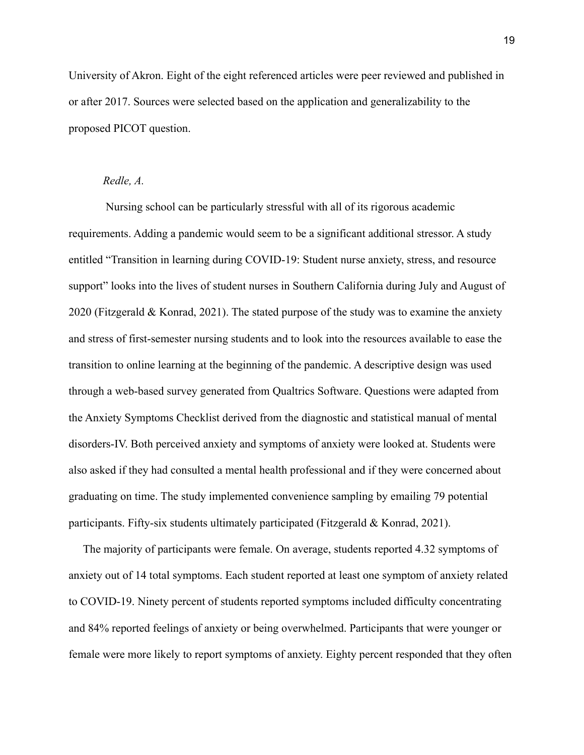University of Akron. Eight of the eight referenced articles were peer reviewed and published in or after 2017. Sources were selected based on the application and generalizability to the proposed PICOT question.

*Redle, A.*

Nursing school can be particularly stressful with all of its rigorous academic requirements. Adding a pandemic would seem to be a significant additional stressor. A study entitled "Transition in learning during COVID-19: Student nurse anxiety, stress, and resource support" looks into the lives of student nurses in Southern California during July and August of 2020 (Fitzgerald & Konrad, 2021). The stated purpose of the study was to examine the anxiety and stress of first-semester nursing students and to look into the resources available to ease the transition to online learning at the beginning of the pandemic. A descriptive design was used through a web-based survey generated from Qualtrics Software. Questions were adapted from the Anxiety Symptoms Checklist derived from the diagnostic and statistical manual of mental disorders-IV. Both perceived anxiety and symptoms of anxiety were looked at. Students were also asked if they had consulted a mental health professional and if they were concerned about graduating on time. The study implemented convenience sampling by emailing 79 potential participants. Fifty-six students ultimately participated (Fitzgerald & Konrad, 2021).

The majority of participants were female. On average, students reported 4.32 symptoms of anxiety out of 14 total symptoms. Each student reported at least one symptom of anxiety related to COVID-19. Ninety percent of students reported symptoms included difficulty concentrating and 84% reported feelings of anxiety or being overwhelmed. Participants that were younger or female were more likely to report symptoms of anxiety. Eighty percent responded that they often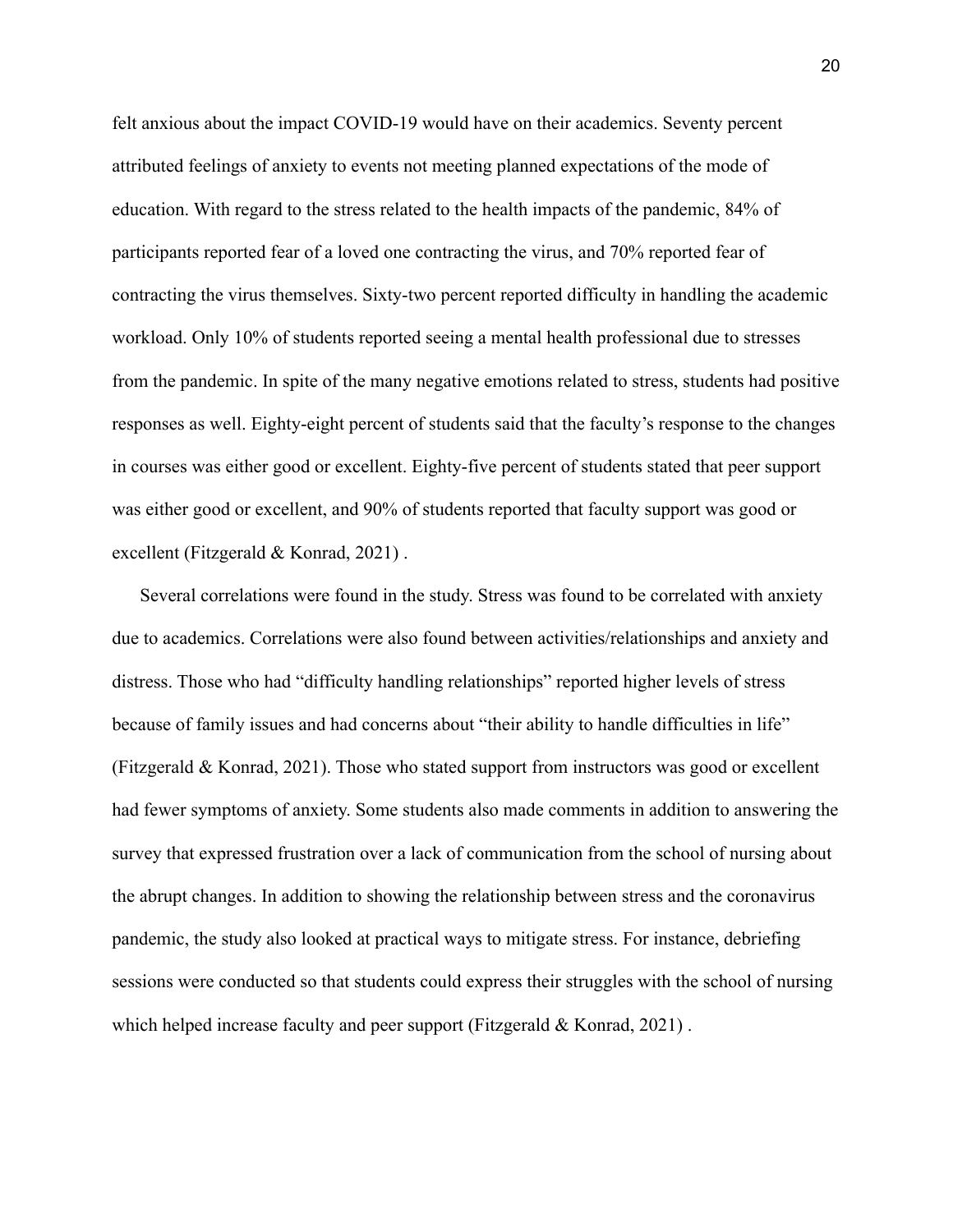felt anxious about the impact COVID-19 would have on their academics. Seventy percent attributed feelings of anxiety to events not meeting planned expectations of the mode of education. With regard to the stress related to the health impacts of the pandemic, 84% of participants reported fear of a loved one contracting the virus, and 70% reported fear of contracting the virus themselves. Sixty-two percent reported difficulty in handling the academic workload. Only 10% of students reported seeing a mental health professional due to stresses from the pandemic. In spite of the many negative emotions related to stress, students had positive responses as well. Eighty-eight percent of students said that the faculty's response to the changes in courses was either good or excellent. Eighty-five percent of students stated that peer support was either good or excellent, and 90% of students reported that faculty support was good or excellent (Fitzgerald & Konrad, 2021) .

Several correlations were found in the study. Stress was found to be correlated with anxiety due to academics. Correlations were also found between activities/relationships and anxiety and distress. Those who had "difficulty handling relationships" reported higher levels of stress because of family issues and had concerns about "their ability to handle difficulties in life" (Fitzgerald & Konrad, 2021). Those who stated support from instructors was good or excellent had fewer symptoms of anxiety. Some students also made comments in addition to answering the survey that expressed frustration over a lack of communication from the school of nursing about the abrupt changes. In addition to showing the relationship between stress and the coronavirus pandemic, the study also looked at practical ways to mitigate stress. For instance, debriefing sessions were conducted so that students could express their struggles with the school of nursing which helped increase faculty and peer support (Fitzgerald & Konrad, 2021) .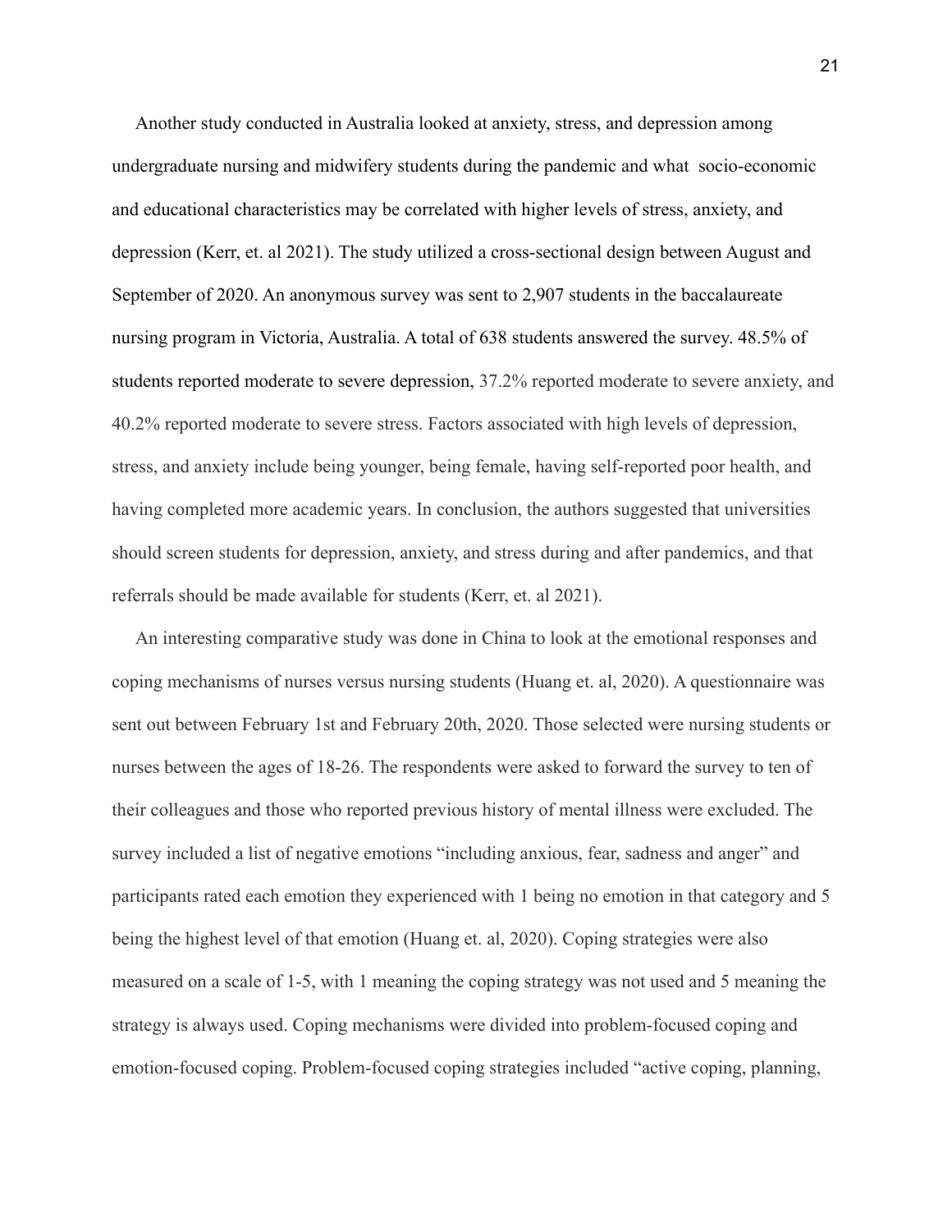Another study conducted in Australia looked at anxiety, stress, and depression among undergraduate nursing and midwifery students during the pandemic and what  socio-economic and educational characteristics may be correlated with higher levels of stress, anxiety, and depression (Kerr, et. al 2021). The study utilized a cross-sectional design between August and September of 2020. An anonymous survey was sent to 2,907 students in the baccalaureate nursing program in Victoria, Australia. A total of 638 students answered the survey. 48.5% of students reported moderate to severe depression, 37.2% reported moderate to severe anxiety, and 40.2% reported moderate to severe stress. Factors associated with high levels of depression, stress, and anxiety include being younger, being female, having self-reported poor health, and having completed more academic years. In conclusion, the authors suggested that universities should screen students for depression, anxiety, and stress during and after pandemics, and that referrals should be made available for students (Kerr, et. al 2021).

An interesting comparative study was done in China to look at the emotional responses and coping mechanisms of nurses versus nursing students (Huang et. al, 2020). A questionnaire was sent out between February 1st and February 20th, 2020. Those selected were nursing students or nurses between the ages of 18-26. The respondents were asked to forward the survey to ten of their colleagues and those who reported previous history of mental illness were excluded. The survey included a list of negative emotions "including anxious, fear, sadness and anger" and participants rated each emotion they experienced with 1 being no emotion in that category and 5 being the highest level of that emotion (Huang et. al, 2020). Coping strategies were also measured on a scale of 1-5, with 1 meaning the coping strategy was not used and 5 meaning the strategy is always used. Coping mechanisms were divided into problem-focused coping and emotion-focused coping. Problem-focused coping strategies included "active coping, planning,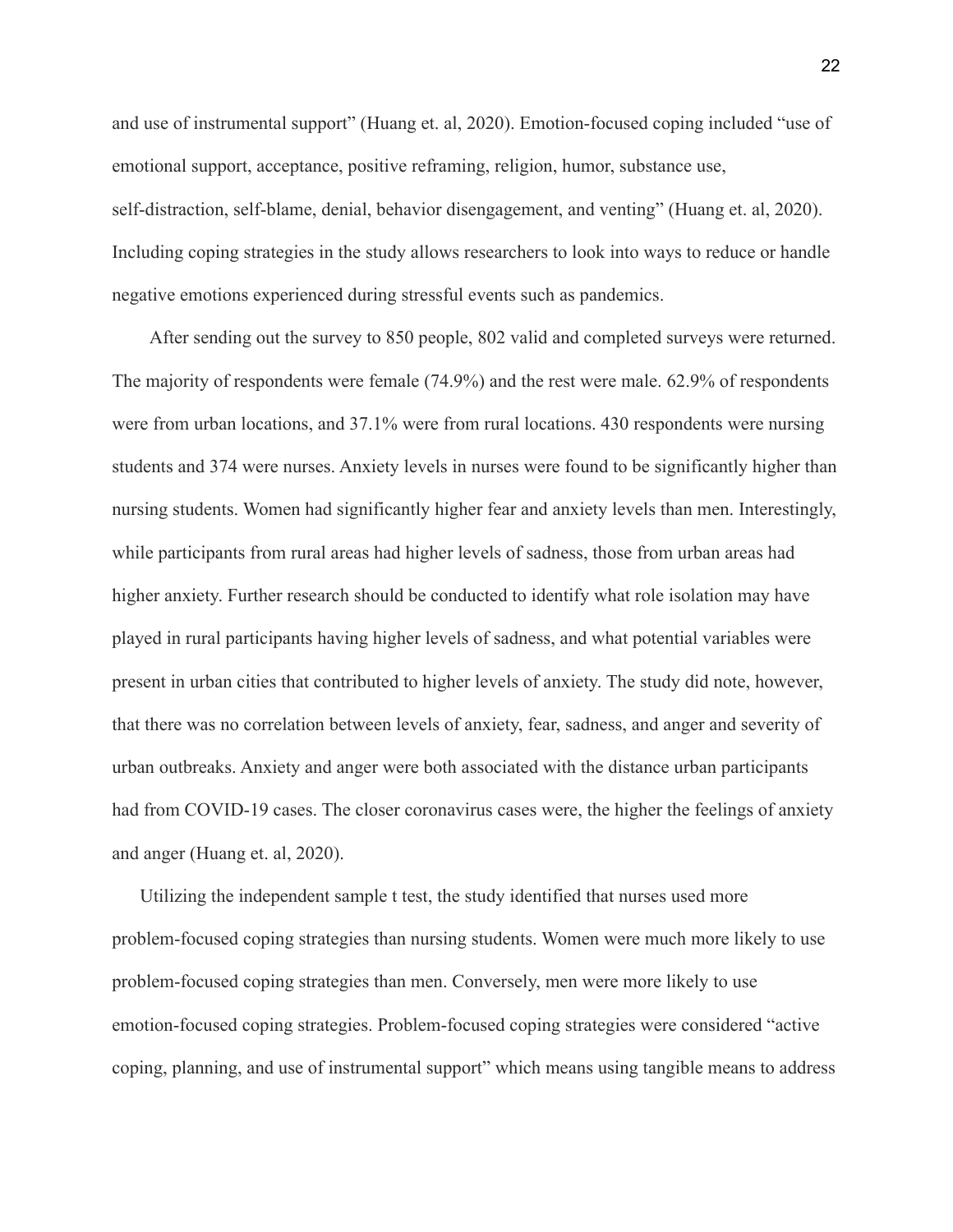and use of instrumental support" (Huang et. al, 2020). Emotion-focused coping included "use of emotional support, acceptance, positive reframing, religion, humor, substance use, self-distraction, self-blame, denial, behavior disengagement, and venting" (Huang et. al, 2020). Including coping strategies in the study allows researchers to look into ways to reduce or handle negative emotions experienced during stressful events such as pandemics.

After sending out the survey to 850 people, 802 valid and completed surveys were returned. The majority of respondents were female (74.9%) and the rest were male. 62.9% of respondents were from urban locations, and 37.1% were from rural locations. 430 respondents were nursing students and 374 were nurses. Anxiety levels in nurses were found to be significantly higher than nursing students. Women had significantly higher fear and anxiety levels than men. Interestingly, while participants from rural areas had higher levels of sadness, those from urban areas had higher anxiety. Further research should be conducted to identify what role isolation may have played in rural participants having higher levels of sadness, and what potential variables were present in urban cities that contributed to higher levels of anxiety. The study did note, however, that there was no correlation between levels of anxiety, fear, sadness, and anger and severity of urban outbreaks. Anxiety and anger were both associated with the distance urban participants had from COVID-19 cases. The closer coronavirus cases were, the higher the feelings of anxiety and anger (Huang et. al, 2020).

Utilizing the independent sample t test, the study identified that nurses used more problem-focused coping strategies than nursing students. Women were much more likely to use problem-focused coping strategies than men. Conversely, men were more likely to use emotion-focused coping strategies. Problem-focused coping strategies were considered "active coping, planning, and use of instrumental support" which means using tangible means to address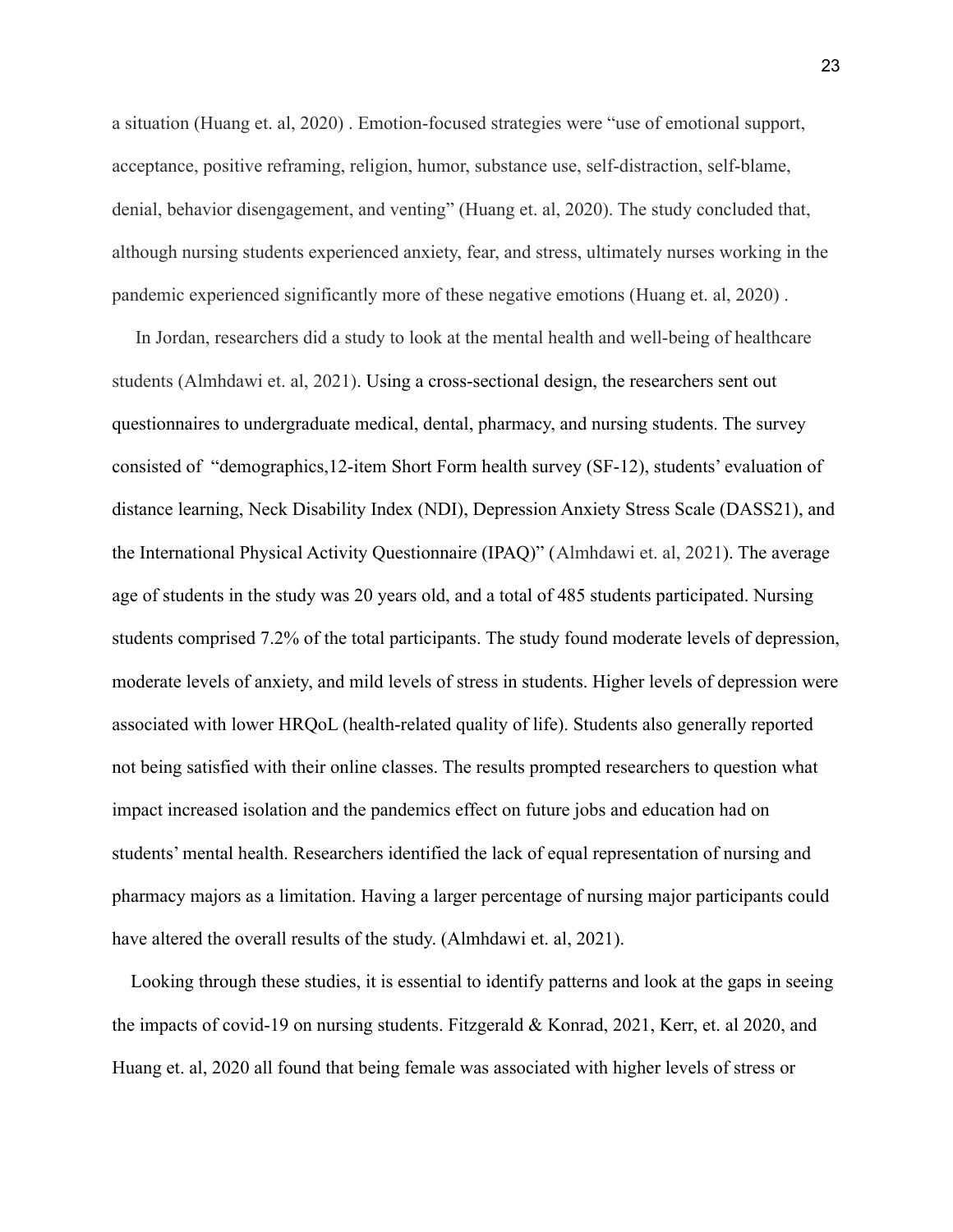a situation (Huang et. al, 2020) . Emotion-focused strategies were "use of emotional support, acceptance, positive reframing, religion, humor, substance use, self-distraction, self-blame, denial, behavior disengagement, and venting" (Huang et. al, 2020). The study concluded that, although nursing students experienced anxiety, fear, and stress, ultimately nurses working in the pandemic experienced significantly more of these negative emotions (Huang et. al, 2020) .

In Jordan, researchers did a study to look at the mental health and well-being of healthcare students (Almhdawi et. al, 2021). Using a cross-sectional design, the researchers sent out questionnaires to undergraduate medical, dental, pharmacy, and nursing students. The survey consisted of "demographics,12-item Short Form health survey (SF-12), students' evaluation of distance learning, Neck Disability Index (NDI), Depression Anxiety Stress Scale (DASS21), and the International Physical Activity Questionnaire (IPAQ)" (Almhdawi et. al, 2021). The average age of students in the study was 20 years old, and a total of 485 students participated. Nursing students comprised 7.2% of the total participants. The study found moderate levels of depression, moderate levels of anxiety, and mild levels of stress in students. Higher levels of depression were associated with lower HRQoL (health-related quality of life). Students also generally reported not being satisfied with their online classes. The results prompted researchers to question what impact increased isolation and the pandemics effect on future jobs and education had on students' mental health. Researchers identified the lack of equal representation of nursing and pharmacy majors as a limitation. Having a larger percentage of nursing major participants could have altered the overall results of the study. (Almhdawi et. al, 2021).

Looking through these studies, it is essential to identify patterns and look at the gaps in seeing the impacts of covid-19 on nursing students. Fitzgerald & Konrad, 2021, Kerr, et. al 2020, and Huang et. al, 2020 all found that being female was associated with higher levels of stress or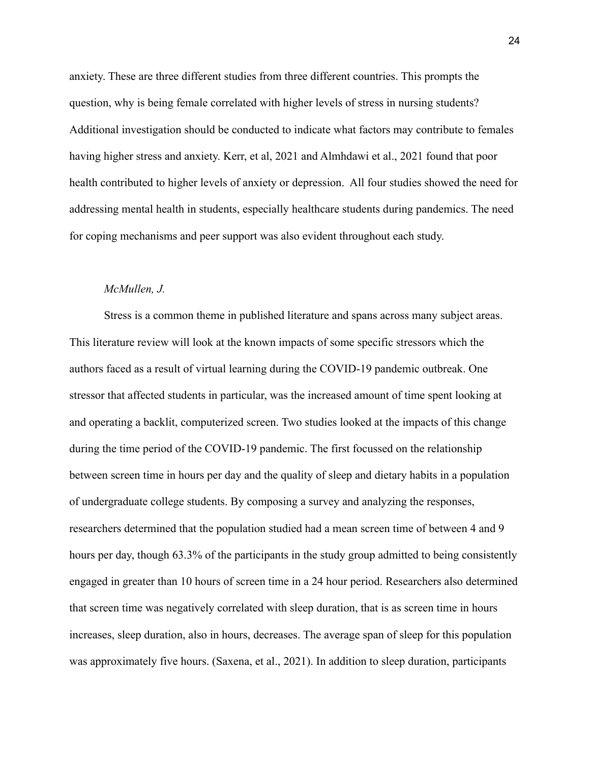anxiety. These are three different studies from three different countries. This prompts the question, why is being female correlated with higher levels of stress in nursing students? Additional investigation should be conducted to indicate what factors may contribute to females having higher stress and anxiety. Kerr, et al, 2021 and Almhdawi et al., 2021 found that poor health contributed to higher levels of anxiety or depression. All four studies showed the need for addressing mental health in students, especially healthcare students during pandemics. The need for coping mechanisms and peer support was also evident throughout each study.

*McMullen, J.*

Stress is a common theme in published literature and spans across many subject areas. This literature review will look at the known impacts of some specific stressors which the authors faced as a result of virtual learning during the COVID-19 pandemic outbreak. One stressor that affected students in particular, was the increased amount of time spent looking at and operating a backlit, computerized screen. Two studies looked at the impacts of this change during the time period of the COVID-19 pandemic. The first focussed on the relationship between screen time in hours per day and the quality of sleep and dietary habits in a population of undergraduate college students. By composing a survey and analyzing the responses, researchers determined that the population studied had a mean screen time of between 4 and 9 hours per day, though 63.3% of the participants in the study group admitted to being consistently engaged in greater than 10 hours of screen time in a 24 hour period. Researchers also determined that screen time was negatively correlated with sleep duration, that is as screen time in hours increases, sleep duration, also in hours, decreases. The average span of sleep for this population was approximately five hours. (Saxena, et al., 2021). In addition to sleep duration, participants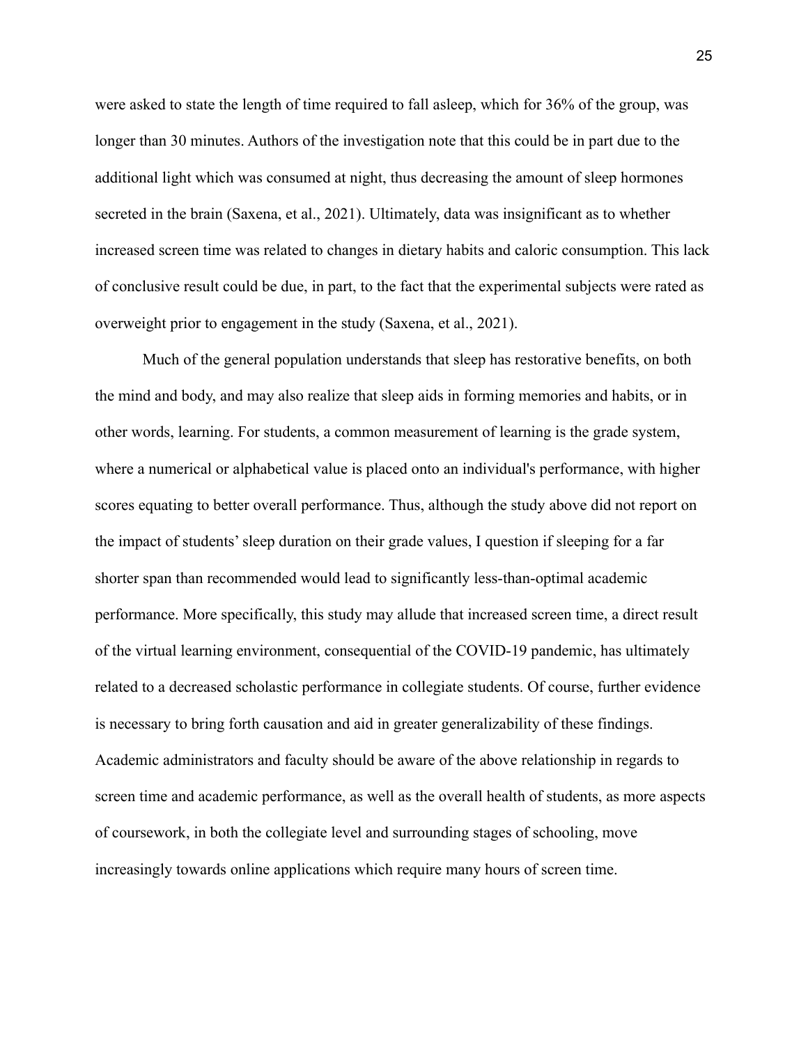were asked to state the length of time required to fall asleep, which for 36% of the group, was longer than 30 minutes. Authors of the investigation note that this could be in part due to the additional light which was consumed at night, thus decreasing the amount of sleep hormones secreted in the brain (Saxena, et al., 2021). Ultimately, data was insignificant as to whether increased screen time was related to changes in dietary habits and caloric consumption. This lack of conclusive result could be due, in part, to the fact that the experimental subjects were rated as overweight prior to engagement in the study (Saxena, et al., 2021).

Much of the general population understands that sleep has restorative benefits, on both the mind and body, and may also realize that sleep aids in forming memories and habits, or in other words, learning. For students, a common measurement of learning is the grade system, where a numerical or alphabetical value is placed onto an individual's performance, with higher scores equating to better overall performance. Thus, although the study above did not report on the impact of students' sleep duration on their grade values, I question if sleeping for a far shorter span than recommended would lead to significantly less-than-optimal academic performance. More specifically, this study may allude that increased screen time, a direct result of the virtual learning environment, consequential of the COVID-19 pandemic, has ultimately related to a decreased scholastic performance in collegiate students. Of course, further evidence is necessary to bring forth causation and aid in greater generalizability of these findings. Academic administrators and faculty should be aware of the above relationship in regards to screen time and academic performance, as well as the overall health of students, as more aspects of coursework, in both the collegiate level and surrounding stages of schooling, move increasingly towards online applications which require many hours of screen time.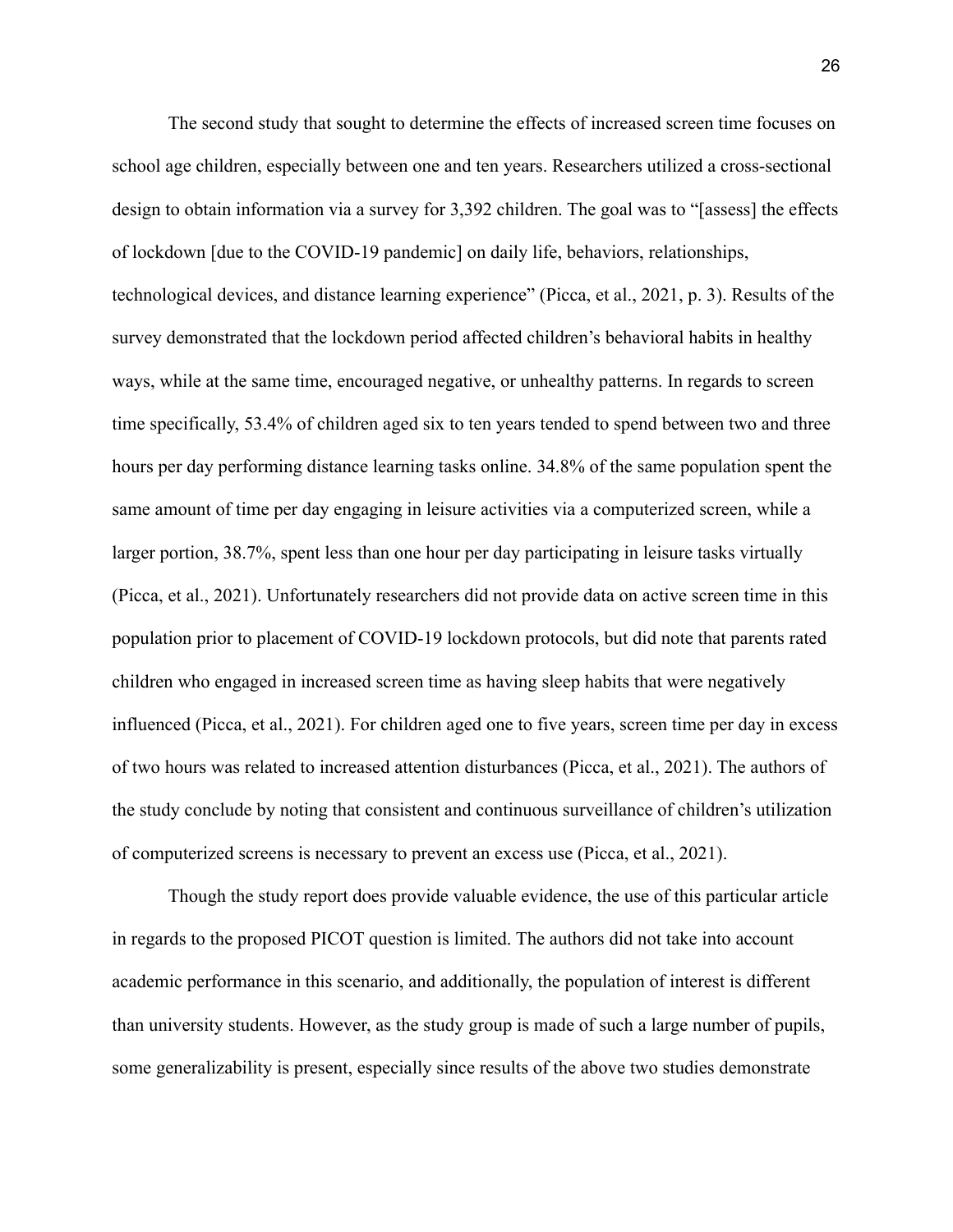The second study that sought to determine the effects of increased screen time focuses on school age children, especially between one and ten years. Researchers utilized a cross-sectional design to obtain information via a survey for 3,392 children. The goal was to "[assess] the effects of lockdown [due to the COVID-19 pandemic] on daily life, behaviors, relationships, technological devices, and distance learning experience" (Picca, et al., 2021, p. 3). Results of the survey demonstrated that the lockdown period affected children's behavioral habits in healthy ways, while at the same time, encouraged negative, or unhealthy patterns. In regards to screen time specifically, 53.4% of children aged six to ten years tended to spend between two and three hours per day performing distance learning tasks online. 34.8% of the same population spent the same amount of time per day engaging in leisure activities via a computerized screen, while a larger portion, 38.7%, spent less than one hour per day participating in leisure tasks virtually (Picca, et al., 2021). Unfortunately researchers did not provide data on active screen time in this population prior to placement of COVID-19 lockdown protocols, but did note that parents rated children who engaged in increased screen time as having sleep habits that were negatively influenced (Picca, et al., 2021). For children aged one to five years, screen time per day in excess of two hours was related to increased attention disturbances (Picca, et al., 2021). The authors of the study conclude by noting that consistent and continuous surveillance of children's utilization of computerized screens is necessary to prevent an excess use (Picca, et al., 2021).

Though the study report does provide valuable evidence, the use of this particular article in regards to the proposed PICOT question is limited. The authors did not take into account academic performance in this scenario, and additionally, the population of interest is different than university students. However, as the study group is made of such a large number of pupils, some generalizability is present, especially since results of the above two studies demonstrate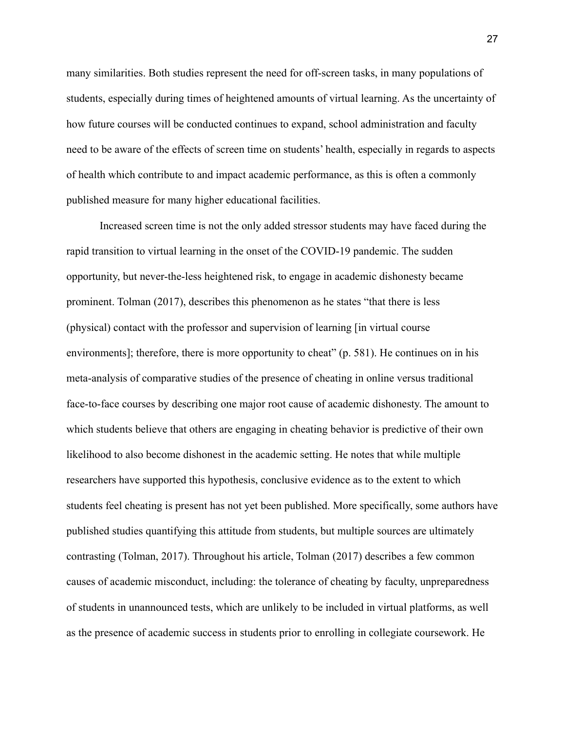many similarities. Both studies represent the need for off-screen tasks, in many populations of students, especially during times of heightened amounts of virtual learning. As the uncertainty of how future courses will be conducted continues to expand, school administration and faculty need to be aware of the effects of screen time on students' health, especially in regards to aspects of health which contribute to and impact academic performance, as this is often a commonly published measure for many higher educational facilities.

Increased screen time is not the only added stressor students may have faced during the rapid transition to virtual learning in the onset of the COVID-19 pandemic. The sudden opportunity, but never-the-less heightened risk, to engage in academic dishonesty became prominent. Tolman (2017), describes this phenomenon as he states "that there is less (physical) contact with the professor and supervision of learning [in virtual course environments]; therefore, there is more opportunity to cheat" (p. 581). He continues on in his meta-analysis of comparative studies of the presence of cheating in online versus traditional face-to-face courses by describing one major root cause of academic dishonesty. The amount to which students believe that others are engaging in cheating behavior is predictive of their own likelihood to also become dishonest in the academic setting. He notes that while multiple researchers have supported this hypothesis, conclusive evidence as to the extent to which students feel cheating is present has not yet been published. More specifically, some authors have published studies quantifying this attitude from students, but multiple sources are ultimately contrasting (Tolman, 2017). Throughout his article, Tolman (2017) describes a few common causes of academic misconduct, including: the tolerance of cheating by faculty, unpreparedness of students in unannounced tests, which are unlikely to be included in virtual platforms, as well as the presence of academic success in students prior to enrolling in collegiate coursework. He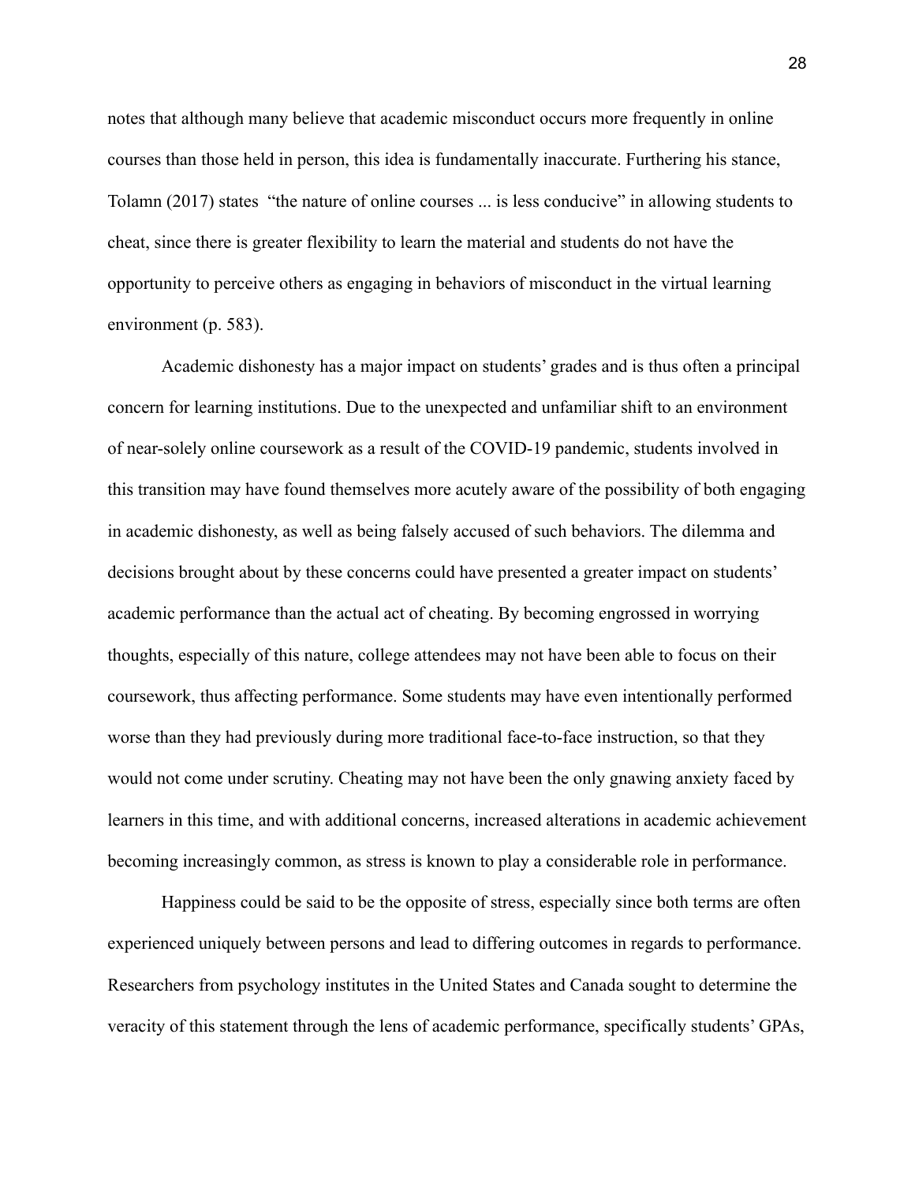notes that although many believe that academic misconduct occurs more frequently in online courses than those held in person, this idea is fundamentally inaccurate. Furthering his stance, Tolamn (2017) states  "the nature of online courses ... is less conducive" in allowing students to cheat, since there is greater flexibility to learn the material and students do not have the opportunity to perceive others as engaging in behaviors of misconduct in the virtual learning environment (p. 583).

Academic dishonesty has a major impact on students' grades and is thus often a principal concern for learning institutions. Due to the unexpected and unfamiliar shift to an environment of near-solely online coursework as a result of the COVID-19 pandemic, students involved in this transition may have found themselves more acutely aware of the possibility of both engaging in academic dishonesty, as well as being falsely accused of such behaviors. The dilemma and decisions brought about by these concerns could have presented a greater impact on students' academic performance than the actual act of cheating. By becoming engrossed in worrying thoughts, especially of this nature, college attendees may not have been able to focus on their coursework, thus affecting performance. Some students may have even intentionally performed worse than they had previously during more traditional face-to-face instruction, so that they would not come under scrutiny. Cheating may not have been the only gnawing anxiety faced by learners in this time, and with additional concerns, increased alterations in academic achievement becoming increasingly common, as stress is known to play a considerable role in performance.

Happiness could be said to be the opposite of stress, especially since both terms are often experienced uniquely between persons and lead to differing outcomes in regards to performance. Researchers from psychology institutes in the United States and Canada sought to determine the veracity of this statement through the lens of academic performance, specifically students' GPAs,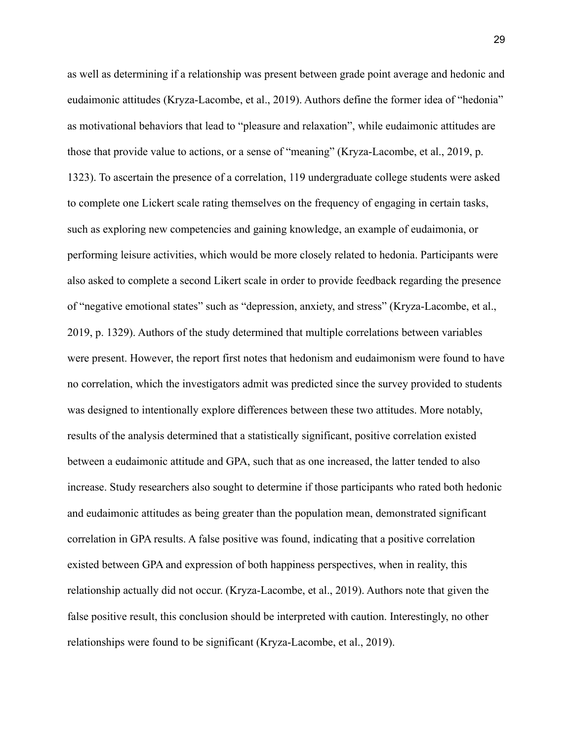as well as determining if a relationship was present between grade point average and hedonic and eudaimonic attitudes (Kryza-Lacombe, et al., 2019). Authors define the former idea of "hedonia" as motivational behaviors that lead to "pleasure and relaxation", while eudaimonic attitudes are those that provide value to actions, or a sense of "meaning" (Kryza-Lacombe, et al., 2019, p. 1323). To ascertain the presence of a correlation, 119 undergraduate college students were asked to complete one Lickert scale rating themselves on the frequency of engaging in certain tasks, such as exploring new competencies and gaining knowledge, an example of eudaimonia, or performing leisure activities, which would be more closely related to hedonia. Participants were also asked to complete a second Likert scale in order to provide feedback regarding the presence of "negative emotional states" such as "depression, anxiety, and stress" (Kryza-Lacombe, et al., 2019, p. 1329). Authors of the study determined that multiple correlations between variables were present. However, the report first notes that hedonism and eudaimonism were found to have no correlation, which the investigators admit was predicted since the survey provided to students was designed to intentionally explore differences between these two attitudes. More notably, results of the analysis determined that a statistically significant, positive correlation existed between a eudaimonic attitude and GPA, such that as one increased, the latter tended to also increase. Study researchers also sought to determine if those participants who rated both hedonic and eudaimonic attitudes as being greater than the population mean, demonstrated significant correlation in GPA results. A false positive was found, indicating that a positive correlation existed between GPA and expression of both happiness perspectives, when in reality, this relationship actually did not occur. (Kryza-Lacombe, et al., 2019). Authors note that given the false positive result, this conclusion should be interpreted with caution. Interestingly, no other relationships were found to be significant (Kryza-Lacombe, et al., 2019).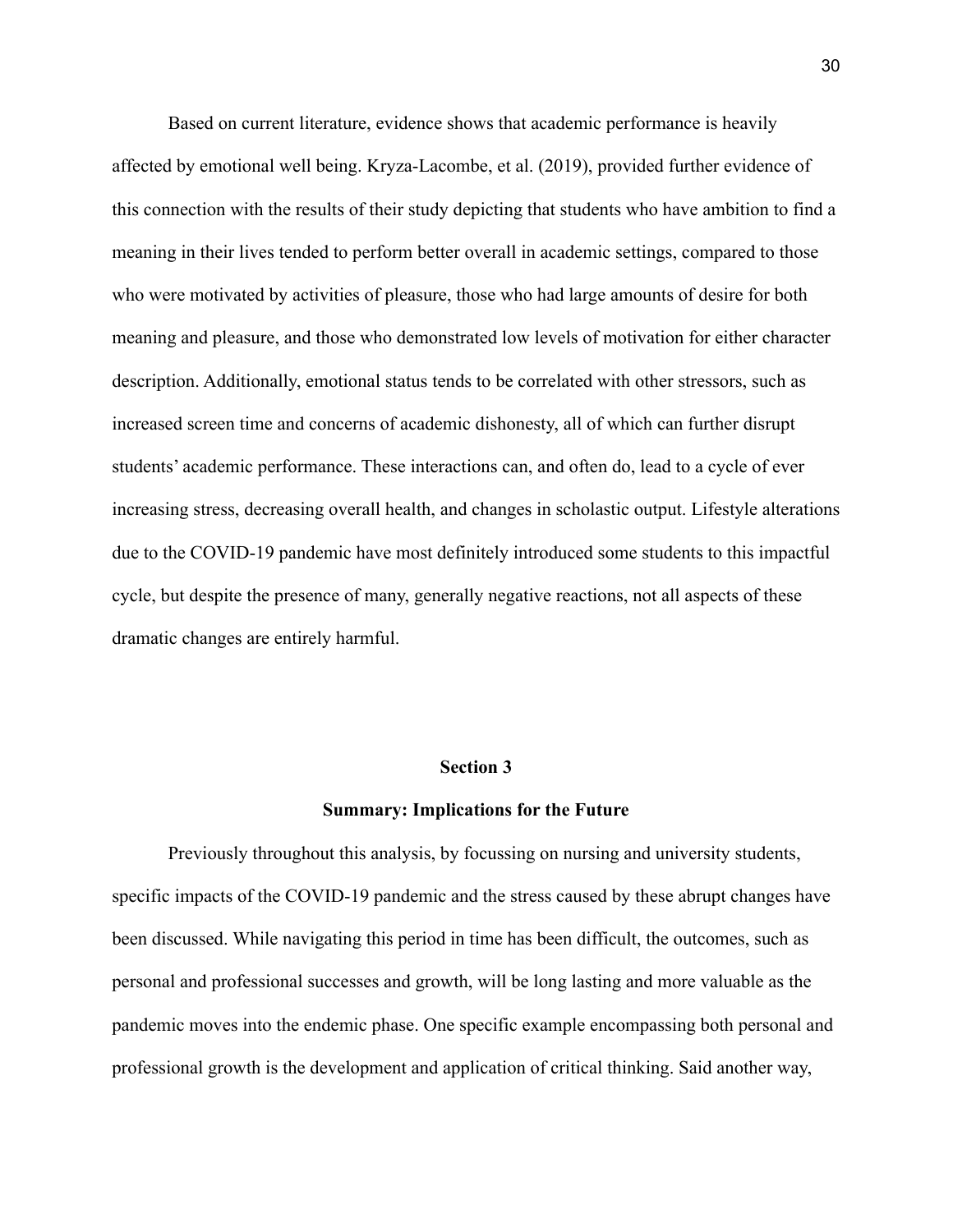Based on current literature, evidence shows that academic performance is heavily affected by emotional well being. Kryza-Lacombe, et al. (2019), provided further evidence of this connection with the results of their study depicting that students who have ambition to find a meaning in their lives tended to perform better overall in academic settings, compared to those who were motivated by activities of pleasure, those who had large amounts of desire for both meaning and pleasure, and those who demonstrated low levels of motivation for either character description. Additionally, emotional status tends to be correlated with other stressors, such as increased screen time and concerns of academic dishonesty, all of which can further disrupt students' academic performance. These interactions can, and often do, lead to a cycle of ever increasing stress, decreasing overall health, and changes in scholastic output. Lifestyle alterations due to the COVID-19 pandemic have most definitely introduced some students to this impactful cycle, but despite the presence of many, generally negative reactions, not all aspects of these dramatic changes are entirely harmful.

## Section 3

### Summary: Implications for the Future

Previously throughout this analysis, by focussing on nursing and university students, specific impacts of the COVID-19 pandemic and the stress caused by these abrupt changes have been discussed. While navigating this period in time has been difficult, the outcomes, such as personal and professional successes and growth, will be long lasting and more valuable as the pandemic moves into the endemic phase. One specific example encompassing both personal and professional growth is the development and application of critical thinking. Said another way,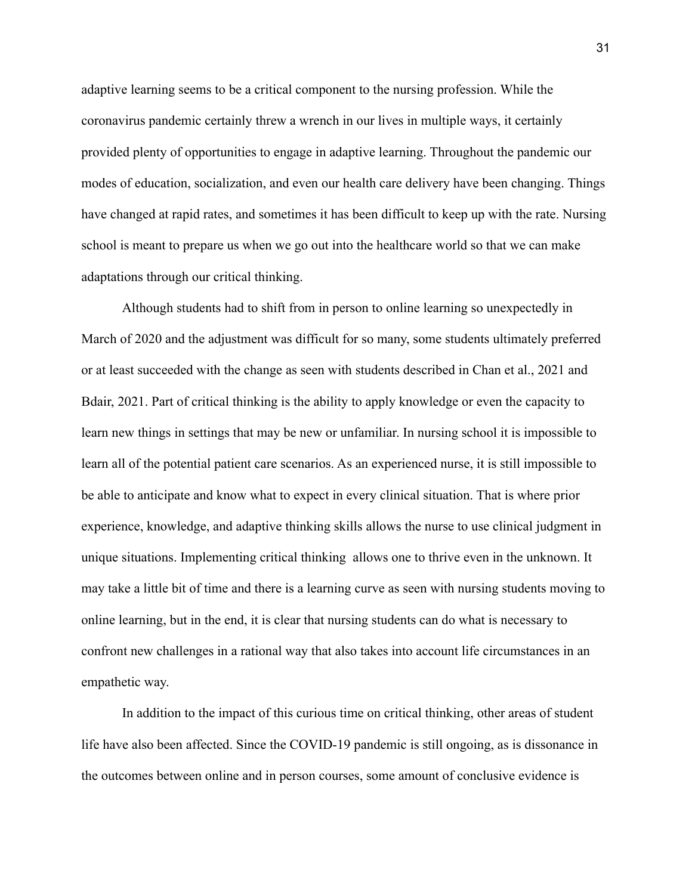adaptive learning seems to be a critical component to the nursing profession. While the coronavirus pandemic certainly threw a wrench in our lives in multiple ways, it certainly provided plenty of opportunities to engage in adaptive learning. Throughout the pandemic our modes of education, socialization, and even our health care delivery have been changing. Things have changed at rapid rates, and sometimes it has been difficult to keep up with the rate. Nursing school is meant to prepare us when we go out into the healthcare world so that we can make adaptations through our critical thinking.

Although students had to shift from in person to online learning so unexpectedly in March of 2020 and the adjustment was difficult for so many, some students ultimately preferred or at least succeeded with the change as seen with students described in Chan et al., 2021 and Bdair, 2021. Part of critical thinking is the ability to apply knowledge or even the capacity to learn new things in settings that may be new or unfamiliar. In nursing school it is impossible to learn all of the potential patient care scenarios. As an experienced nurse, it is still impossible to be able to anticipate and know what to expect in every clinical situation. That is where prior experience, knowledge, and adaptive thinking skills allows the nurse to use clinical judgment in unique situations. Implementing critical thinking allows one to thrive even in the unknown. It may take a little bit of time and there is a learning curve as seen with nursing students moving to online learning, but in the end, it is clear that nursing students can do what is necessary to confront new challenges in a rational way that also takes into account life circumstances in an empathetic way.

In addition to the impact of this curious time on critical thinking, other areas of student life have also been affected. Since the COVID-19 pandemic is still ongoing, as is dissonance in the outcomes between online and in person courses, some amount of conclusive evidence is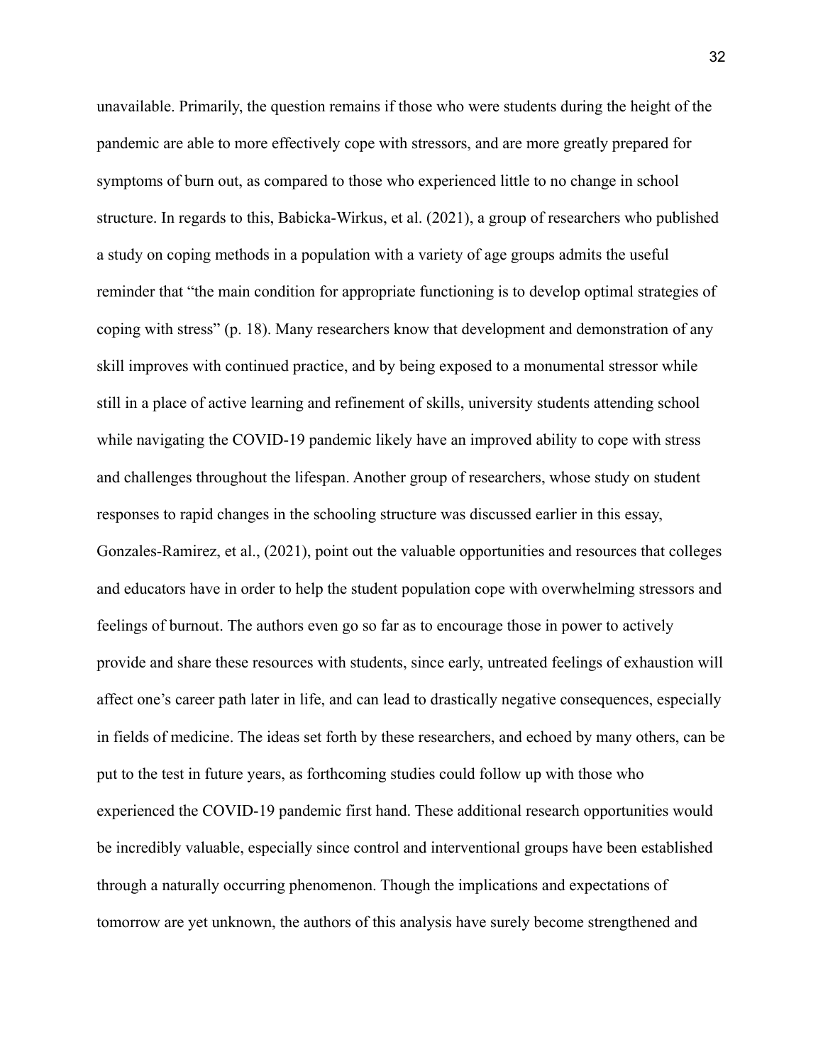unavailable. Primarily, the question remains if those who were students during the height of the pandemic are able to more effectively cope with stressors, and are more greatly prepared for symptoms of burn out, as compared to those who experienced little to no change in school structure. In regards to this, Babicka-Wirkus, et al. (2021), a group of researchers who published a study on coping methods in a population with a variety of age groups admits the useful reminder that "the main condition for appropriate functioning is to develop optimal strategies of coping with stress" (p. 18). Many researchers know that development and demonstration of any skill improves with continued practice, and by being exposed to a monumental stressor while still in a place of active learning and refinement of skills, university students attending school while navigating the COVID-19 pandemic likely have an improved ability to cope with stress and challenges throughout the lifespan. Another group of researchers, whose study on student responses to rapid changes in the schooling structure was discussed earlier in this essay, Gonzales-Ramirez, et al., (2021), point out the valuable opportunities and resources that colleges and educators have in order to help the student population cope with overwhelming stressors and feelings of burnout. The authors even go so far as to encourage those in power to actively provide and share these resources with students, since early, untreated feelings of exhaustion will affect one's career path later in life, and can lead to drastically negative consequences, especially in fields of medicine. The ideas set forth by these researchers, and echoed by many others, can be put to the test in future years, as forthcoming studies could follow up with those who experienced the COVID-19 pandemic first hand. These additional research opportunities would be incredibly valuable, especially since control and interventional groups have been established through a naturally occurring phenomenon. Though the implications and expectations of tomorrow are yet unknown, the authors of this analysis have surely become strengthened and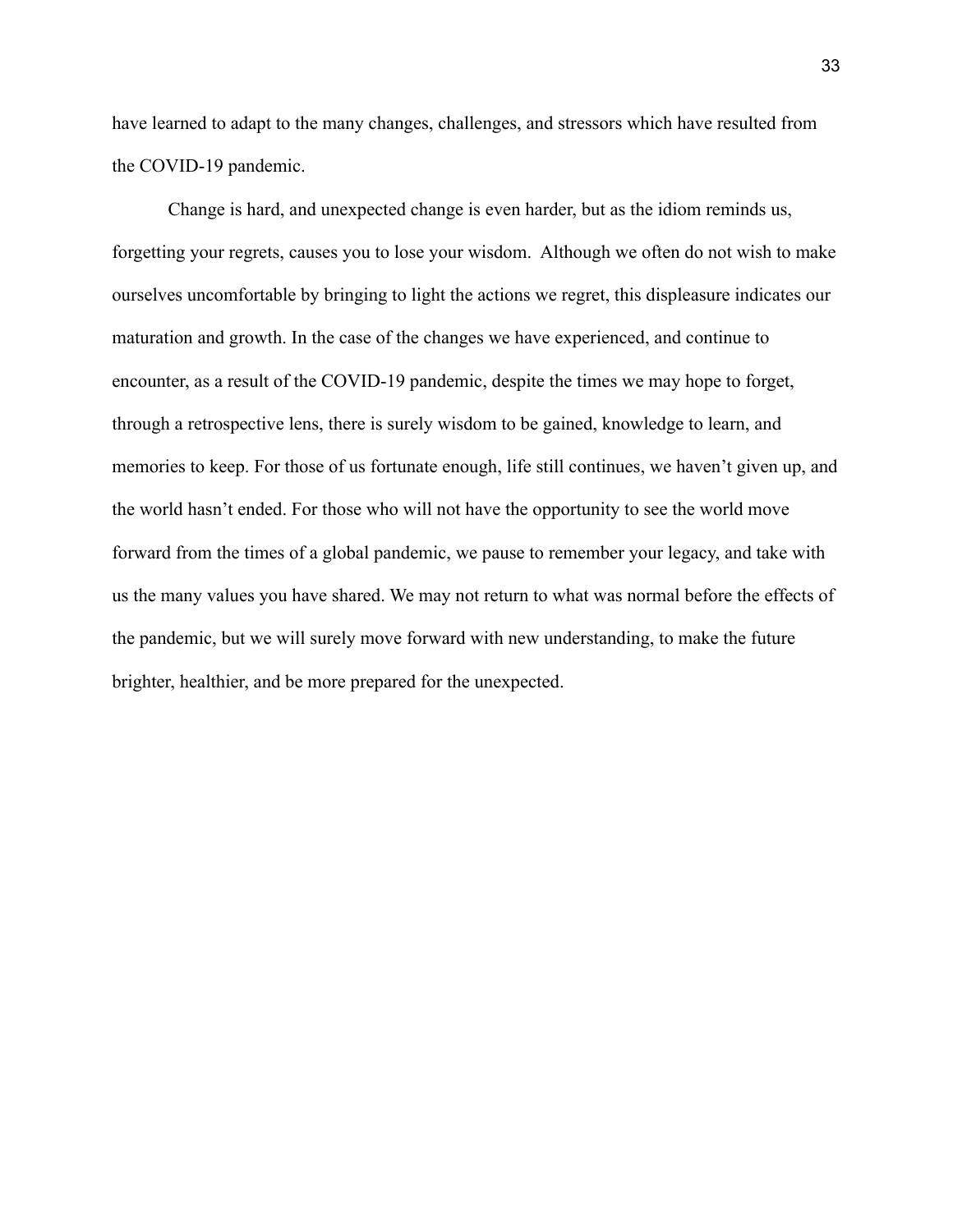have learned to adapt to the many changes, challenges, and stressors which have resulted from the COVID-19 pandemic.

Change is hard, and unexpected change is even harder, but as the idiom reminds us, forgetting your regrets, causes you to lose your wisdom.  Although we often do not wish to make ourselves uncomfortable by bringing to light the actions we regret, this displeasure indicates our maturation and growth. In the case of the changes we have experienced, and continue to encounter, as a result of the COVID-19 pandemic, despite the times we may hope to forget, through a retrospective lens, there is surely wisdom to be gained, knowledge to learn, and memories to keep. For those of us fortunate enough, life still continues, we haven't given up, and the world hasn't ended. For those who will not have the opportunity to see the world move forward from the times of a global pandemic, we pause to remember your legacy, and take with us the many values you have shared. We may not return to what was normal before the effects of the pandemic, but we will surely move forward with new understanding, to make the future brighter, healthier, and be more prepared for the unexpected.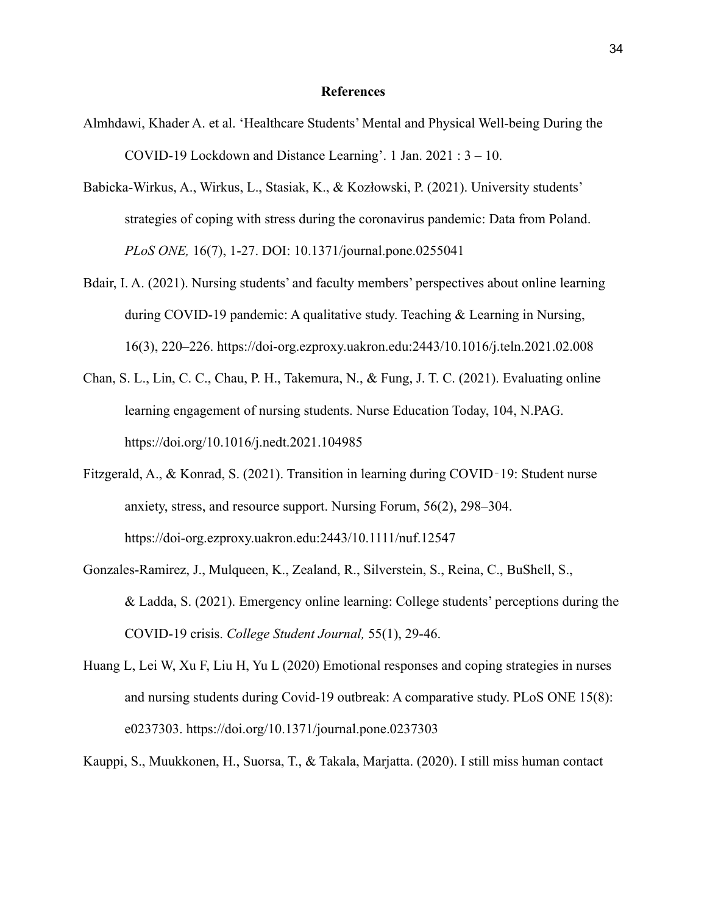## References

Almhdawi, Khader A. et al. 'Healthcare Students' Mental and Physical Well-being During the COVID-19 Lockdown and Distance Learning'. 1 Jan. 2021 : 3 – 10.

Babicka-Wirkus, A., Wirkus, L., Stasiak, K., & Kozłowski, P. (2021). University students' strategies of coping with stress during the coronavirus pandemic: Data from Poland. *PLoS ONE,* 16(7), 1-27. DOI: 10.1371/journal.pone.0255041

Bdair, I. A. (2021). Nursing students' and faculty members' perspectives about online learning during COVID-19 pandemic: A qualitative study. Teaching & Learning in Nursing, 16(3), 220–226. https://doi-org.ezproxy.uakron.edu:2443/10.1016/j.teln.2021.02.008

Chan, S. L., Lin, C. C., Chau, P. H., Takemura, N., & Fung, J. T. C. (2021). Evaluating online learning engagement of nursing students. Nurse Education Today, 104, N.PAG. https://doi.org/10.1016/j.nedt.2021.104985

Fitzgerald, A., & Konrad, S. (2021). Transition in learning during COVID‐19: Student nurse anxiety, stress, and resource support. Nursing Forum, 56(2), 298–304. https://doi-org.ezproxy.uakron.edu:2443/10.1111/nuf.12547

Gonzales-Ramirez, J., Mulqueen, K., Zealand, R., Silverstein, S., Reina, C., BuShell, S., & Ladda, S. (2021). Emergency online learning: College students' perceptions during the COVID-19 crisis. *College Student Journal,* 55(1), 29-46.

Huang L, Lei W, Xu F, Liu H, Yu L (2020) Emotional responses and coping strategies in nurses and nursing students during Covid-19 outbreak: A comparative study. PLoS ONE 15(8): e0237303. https://doi.org/10.1371/journal.pone.0237303

Kauppi, S., Muukkonen, H., Suorsa, T., & Takala, Marjatta. (2020). I still miss human contact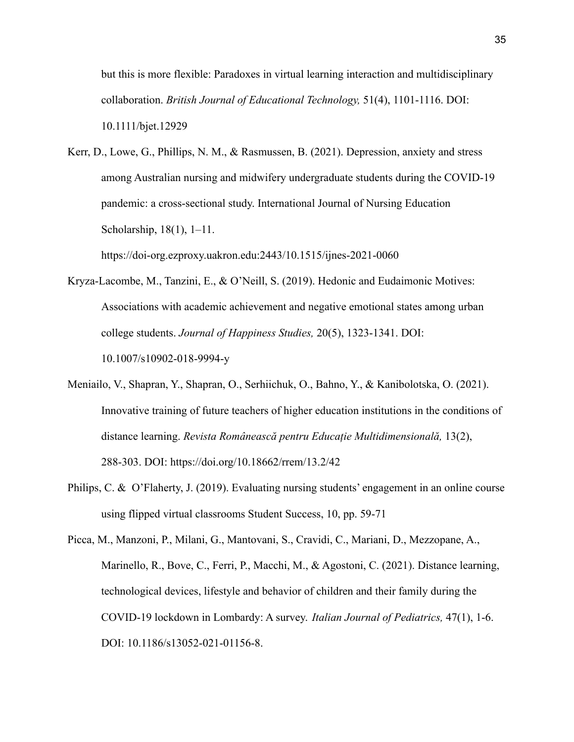but this is more flexible: Paradoxes in virtual learning interaction and multidisciplinary collaboration. *British Journal of Educational Technology,* 51(4), 1101-1116. DOI: 10.1111/bjet.12929

Kerr, D., Lowe, G., Phillips, N. M., & Rasmussen, B. (2021). Depression, anxiety and stress among Australian nursing and midwifery undergraduate students during the COVID-19 pandemic: a cross-sectional study. International Journal of Nursing Education Scholarship, 18(1), 1–11. https://doi-org.ezproxy.uakron.edu:2443/10.1515/ijnes-2021-0060

Kryza-Lacombe, M., Tanzini, E., & O'Neill, S. (2019). Hedonic and Eudaimonic Motives: Associations with academic achievement and negative emotional states among urban college students. *Journal of Happiness Studies,* 20(5), 1323-1341. DOI: 10.1007/s10902-018-9994-y

Meniailo, V., Shapran, Y., Shapran, O., Serhiichuk, O., Bahno, Y., & Kanibolotska, O. (2021). Innovative training of future teachers of higher education institutions in the conditions of distance learning. *Revista Românească pentru Educaţie Multidimensională,* 13(2), 288-303. DOI: https://doi.org/10.18662/rrem/13.2/42

Philips, C. & O'Flaherty, J. (2019). Evaluating nursing students' engagement in an online course using flipped virtual classrooms Student Success, 10, pp. 59-71

Picca, M., Manzoni, P., Milani, G., Mantovani, S., Cravidi, C., Mariani, D., Mezzopane, A., Marinello, R., Bove, C., Ferri, P., Macchi, M., & Agostoni, C. (2021). Distance learning, technological devices, lifestyle and behavior of children and their family during the COVID-19 lockdown in Lombardy: A survey. *Italian Journal of Pediatrics,* 47(1), 1-6. DOI: 10.1186/s13052-021-01156-8.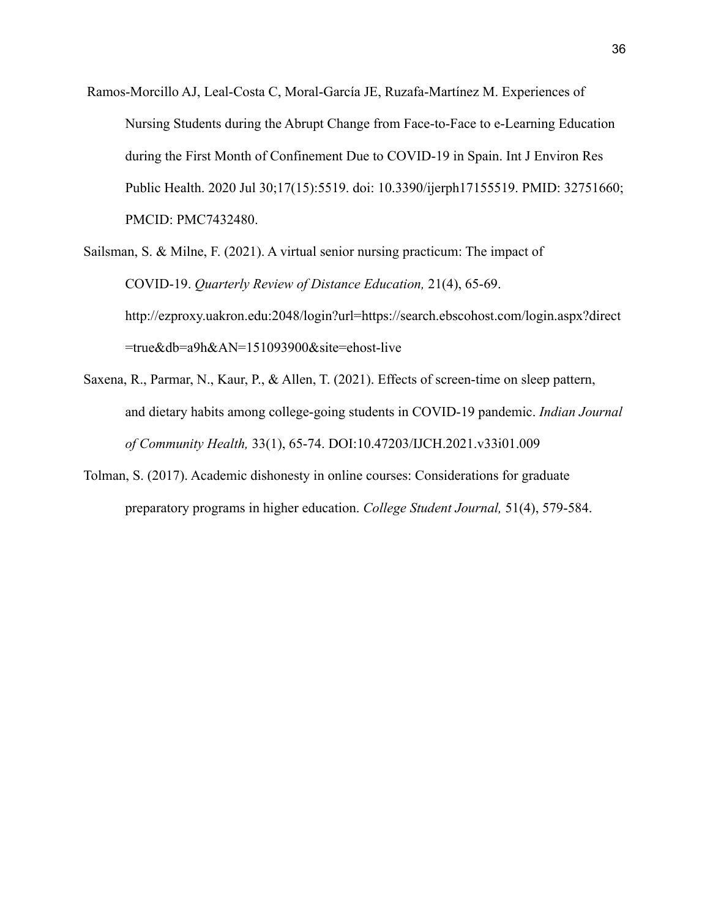Ramos-Morcillo AJ, Leal-Costa C, Moral-García JE, Ruzafa-Martínez M. Experiences of Nursing Students during the Abrupt Change from Face-to-Face to e-Learning Education during the First Month of Confinement Due to COVID-19 in Spain. Int J Environ Res Public Health. 2020 Jul 30;17(15):5519. doi: 10.3390/ijerph17155519. PMID: 32751660; PMCID: PMC7432480.

Sailsman, S. & Milne, F. (2021). A virtual senior nursing practicum: The impact of COVID-19. *Quarterly Review of Distance Education,* 21(4), 65-69. http://ezproxy.uakron.edu:2048/login?url=https://search.ebscohost.com/login.aspx?direct=true&db=a9h&AN=151093900&site=ehost-live

Saxena, R., Parmar, N., Kaur, P., & Allen, T. (2021). Effects of screen-time on sleep pattern, and dietary habits among college-going students in COVID-19 pandemic. *Indian Journal of Community Health,* 33(1), 65-74. DOI:10.47203/IJCH.2021.v33i01.009

Tolman, S. (2017). Academic dishonesty in online courses: Considerations for graduate preparatory programs in higher education. *College Student Journal,* 51(4), 579-584.